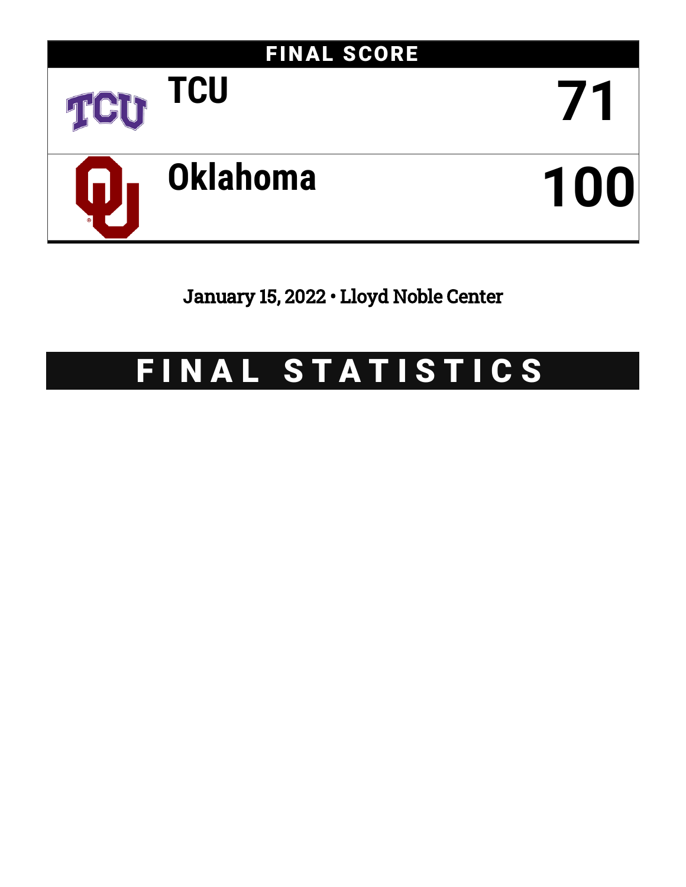## FINAL SCORE

| Team | Score |
| --- | --- |
| TCU | 71 |
| Oklahoma | 100 |

January 15, 2022 • Lloyd Noble Center

# FINAL STATISTICS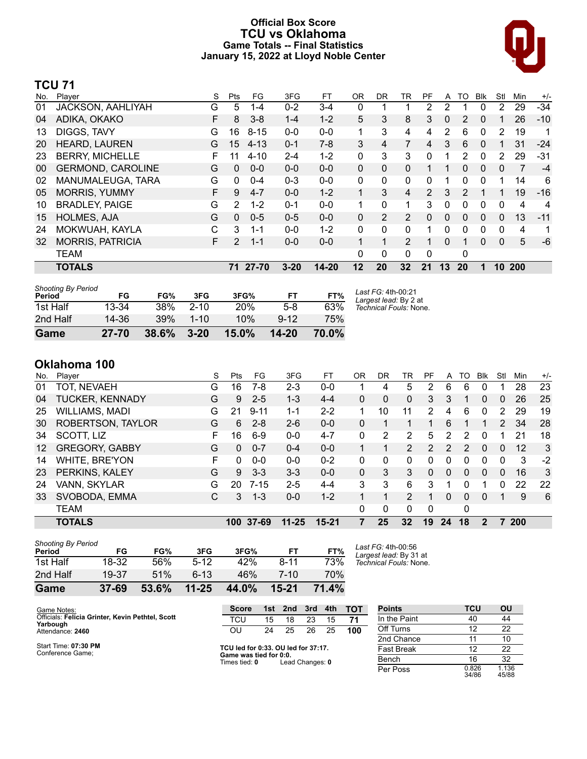# Official Box Score
# TCU vs Oklahoma
## Game Totals -- Final Statistics
## January 15, 2022 at Lloyd Noble Center

## TCU 71

| No. | Player | S | Pts | FG | 3FG | FT | OR | DR | TR | PF | A | TO | Blk | Stl | Min | +/- |
|---|---|---|---|---|---|---|---|---|---|---|---|---|---|---|---|---|
| 01 | JACKSON, AAHLIYAH | G | 5 | 1-4 | 0-2 | 3-4 | 0 | 1 | 1 | 2 | 2 | 1 | 0 | 2 | 29 | -34 |
| 04 | ADIKA, OKAKO | F | 8 | 3-8 | 1-4 | 1-2 | 5 | 3 | 8 | 3 | 0 | 2 | 0 | 1 | 26 | -10 |
| 13 | DIGGS, TAVY | G | 16 | 8-15 | 0-0 | 0-0 | 1 | 3 | 4 | 4 | 2 | 6 | 0 | 2 | 19 | 1 |
| 20 | HEARD, LAUREN | G | 15 | 4-13 | 0-1 | 7-8 | 3 | 4 | 7 | 4 | 3 | 6 | 0 | 1 | 31 | -24 |
| 23 | BERRY, MICHELLE | F | 11 | 4-10 | 2-4 | 1-2 | 0 | 3 | 3 | 0 | 1 | 2 | 0 | 2 | 29 | -31 |
| 00 | GERMOND, CAROLINE | G | 0 | 0-0 | 0-0 | 0-0 | 0 | 0 | 0 | 1 | 1 | 0 | 0 | 0 | 7 | -4 |
| 02 | MANUMALEUGA, TARA | G | 0 | 0-4 | 0-3 | 0-0 | 0 | 0 | 0 | 0 | 1 | 0 | 0 | 1 | 14 | 6 |
| 05 | MORRIS, YUMMY | F | 9 | 4-7 | 0-0 | 1-2 | 1 | 3 | 4 | 2 | 3 | 2 | 1 | 1 | 19 | -16 |
| 10 | BRADLEY, PAIGE | G | 2 | 1-2 | 0-1 | 0-0 | 1 | 0 | 1 | 3 | 0 | 0 | 0 | 0 | 4 | 4 |
| 15 | HOLMES, AJA | G | 0 | 0-5 | 0-5 | 0-0 | 0 | 2 | 2 | 0 | 0 | 0 | 0 | 0 | 13 | -11 |
| 24 | MOKWUAH, KAYLA | C | 3 | 1-1 | 0-0 | 1-2 | 0 | 0 | 0 | 1 | 0 | 0 | 0 | 0 | 4 | 1 |
| 32 | MORRIS, PATRICIA | F | 2 | 1-1 | 0-0 | 0-0 | 1 | 1 | 2 | 1 | 0 | 1 | 0 | 0 | 5 | -6 |
| | TEAM | | | | | | 0 | 0 | 0 | 0 | | 0 | | | | |
| | **TOTALS** | | **71** | **27-70** | **3-20** | **14-20** | **12** | **20** | **32** | **21** | **13** | **20** | **1** | **10** | **200** | |

*Shooting By Period*

| Period | FG | FG% | 3FG | 3FG% | FT | FT% |
|---|---|---|---|---|---|---|
| 1st Half | 13-34 | 38% | 2-10 | 20% | 5-8 | 63% |
| 2nd Half | 14-36 | 39% | 1-10 | 10% | 9-12 | 75% |
| **Game** | **27-70** | **38.6%** | **3-20** | **15.0%** | **14-20** | **70.0%** |

*Last FG:* 4th-00:21
*Largest lead:* By 2 at
*Technical Fouls:* None.

## Oklahoma 100

| No. | Player | S | Pts | FG | 3FG | FT | OR | DR | TR | PF | A | TO | Blk | Stl | Min | +/- |
|---|---|---|---|---|---|---|---|---|---|---|---|---|---|---|---|---|
| 01 | TOT, NEVAEH | G | 16 | 7-8 | 2-3 | 0-0 | 1 | 4 | 5 | 2 | 6 | 6 | 0 | 1 | 28 | 23 |
| 04 | TUCKER, KENNADY | G | 9 | 2-5 | 1-3 | 4-4 | 0 | 0 | 0 | 3 | 3 | 1 | 0 | 0 | 26 | 25 |
| 25 | WILLIAMS, MADI | G | 21 | 9-11 | 1-1 | 2-2 | 1 | 10 | 11 | 2 | 4 | 6 | 0 | 2 | 29 | 19 |
| 30 | ROBERTSON, TAYLOR | G | 6 | 2-8 | 2-6 | 0-0 | 0 | 1 | 1 | 1 | 6 | 1 | 1 | 2 | 34 | 28 |
| 34 | SCOTT, LIZ | F | 16 | 6-9 | 0-0 | 4-7 | 0 | 2 | 2 | 5 | 2 | 2 | 0 | 1 | 21 | 18 |
| 12 | GREGORY, GABBY | G | 0 | 0-7 | 0-4 | 0-0 | 1 | 1 | 2 | 2 | 2 | 2 | 0 | 0 | 12 | 3 |
| 14 | WHITE, BRE'YON | F | 0 | 0-0 | 0-0 | 0-2 | 0 | 0 | 0 | 0 | 0 | 0 | 0 | 0 | 3 | -2 |
| 23 | PERKINS, KALEY | G | 9 | 3-3 | 3-3 | 0-0 | 0 | 3 | 3 | 0 | 0 | 0 | 0 | 0 | 16 | 3 |
| 24 | VANN, SKYLAR | G | 20 | 7-15 | 2-5 | 4-4 | 3 | 3 | 6 | 3 | 1 | 0 | 1 | 0 | 22 | 22 |
| 33 | SVOBODA, EMMA | C | 3 | 1-3 | 0-0 | 1-2 | 1 | 1 | 2 | 1 | 0 | 0 | 0 | 1 | 9 | 6 |
| | TEAM | | | | | | 0 | 0 | 0 | 0 | | 0 | | | | |
| | **TOTALS** | | **100** | **37-69** | **11-25** | **15-21** | **7** | **25** | **32** | **19** | **24** | **18** | **2** | **7** | **200** | |

*Shooting By Period*

| Period | FG | FG% | 3FG | 3FG% | FT | FT% |
|---|---|---|---|---|---|---|
| 1st Half | 18-32 | 56% | 5-12 | 42% | 8-11 | 73% |
| 2nd Half | 19-37 | 51% | 6-13 | 46% | 7-10 | 70% |
| **Game** | **37-69** | **53.6%** | **11-25** | **44.0%** | **15-21** | **71.4%** |

*Last FG:* 4th-00:56
*Largest lead:* By 31 at
*Technical Fouls:* None.

Game Notes:
Officials: **Felicia Grinter, Kevin Pethtel, Scott Yarbough**
Attendance: **2460**

Start Time: **07:30 PM**
Conference Game;

| Score | 1st | 2nd | 3rd | 4th | TOT |
|---|---|---|---|---|---|
| TCU | 15 | 18 | 23 | 15 | **71** |
| OU | 24 | 25 | 26 | 25 | **100** |

**TCU led for 0:33. OU led for 37:17.**
**Game was tied for 0:0.**
Times tied: **0** Lead Changes: **0**

| Points | TCU | OU |
|---|---|---|
| In the Paint | 40 | 44 |
| Off Turns | 12 | 22 |
| 2nd Chance | 11 | 10 |
| Fast Break | 12 | 22 |
| Bench | 16 | 32 |
| Per Poss | 0.826 34/86 | 1.136 45/88 |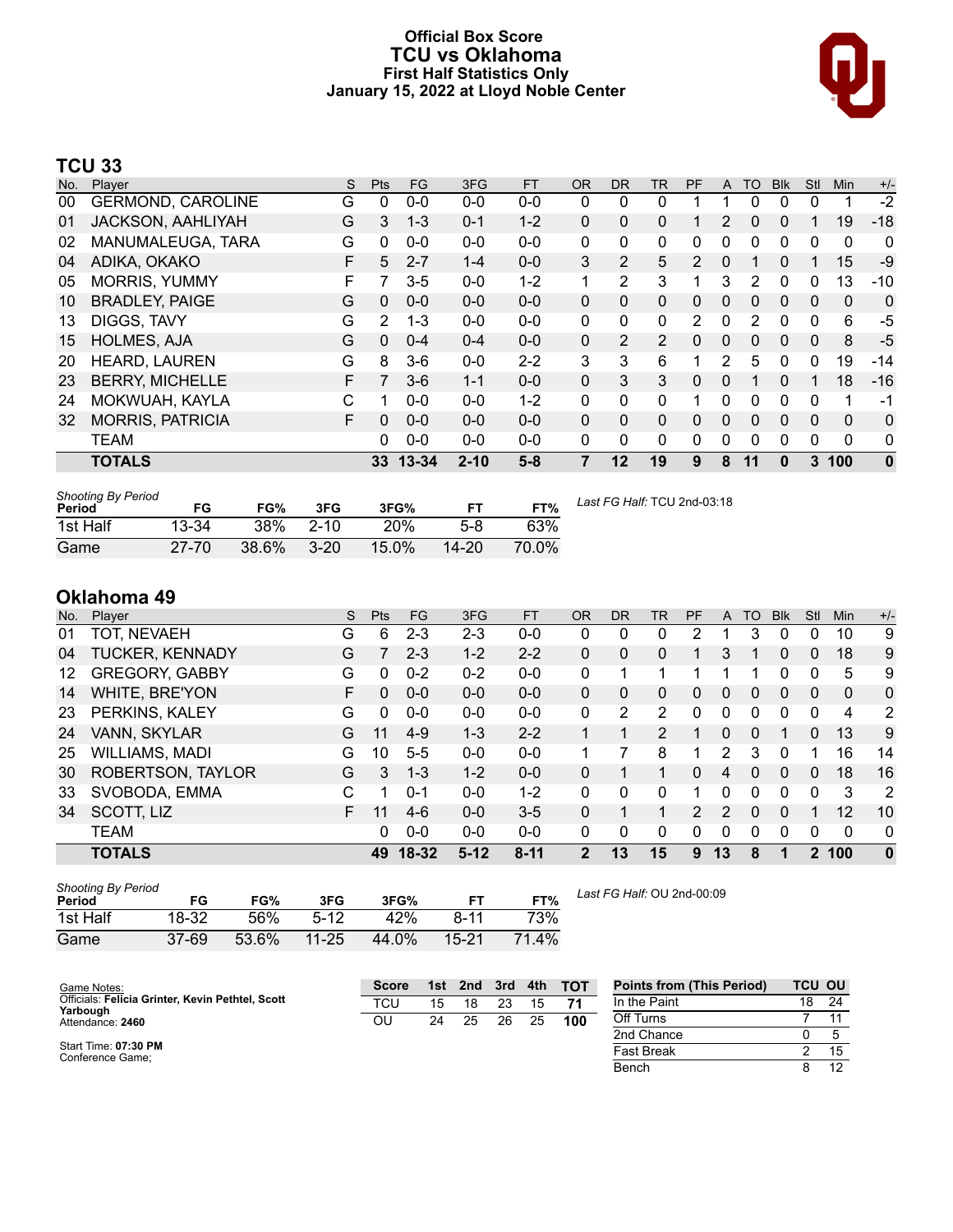# Official Box Score
# TCU vs Oklahoma
### First Half Statistics Only
### January 15, 2022 at Lloyd Noble Center

## TCU 33

| No. | Player | S | Pts | FG | 3FG | FT | OR | DR | TR | PF | A | TO | Blk | Stl | Min | +/- |
|---|---|---|---|---|---|---|---|---|---|---|---|---|---|---|---|---|
| 00 | GERMOND, CAROLINE | G | 0 | 0-0 | 0-0 | 0-0 | 0 | 0 | 0 | 1 | 1 | 0 | 0 | 0 | 1 | -2 |
| 01 | JACKSON, AAHLIYAH | G | 3 | 1-3 | 0-1 | 1-2 | 0 | 0 | 0 | 1 | 2 | 0 | 0 | 1 | 19 | -18 |
| 02 | MANUMALEUGA, TARA | G | 0 | 0-0 | 0-0 | 0-0 | 0 | 0 | 0 | 0 | 0 | 0 | 0 | 0 | 0 | 0 |
| 04 | ADIKA, OKAKO | F | 5 | 2-7 | 1-4 | 0-0 | 3 | 2 | 5 | 2 | 0 | 1 | 0 | 1 | 15 | -9 |
| 05 | MORRIS, YUMMY | F | 7 | 3-5 | 0-0 | 1-2 | 1 | 2 | 3 | 1 | 3 | 2 | 0 | 0 | 13 | -10 |
| 10 | BRADLEY, PAIGE | G | 0 | 0-0 | 0-0 | 0-0 | 0 | 0 | 0 | 0 | 0 | 0 | 0 | 0 | 0 | 0 |
| 13 | DIGGS, TAVY | G | 2 | 1-3 | 0-0 | 0-0 | 0 | 0 | 0 | 2 | 0 | 2 | 0 | 0 | 6 | -5 |
| 15 | HOLMES, AJA | G | 0 | 0-4 | 0-4 | 0-0 | 0 | 2 | 2 | 0 | 0 | 0 | 0 | 0 | 8 | -5 |
| 20 | HEARD, LAUREN | G | 8 | 3-6 | 0-0 | 2-2 | 3 | 3 | 6 | 1 | 2 | 5 | 0 | 0 | 19 | -14 |
| 23 | BERRY, MICHELLE | F | 7 | 3-6 | 1-1 | 0-0 | 0 | 3 | 3 | 0 | 0 | 1 | 0 | 1 | 18 | -16 |
| 24 | MOKWUAH, KAYLA | C | 1 | 0-0 | 0-0 | 1-2 | 0 | 0 | 0 | 1 | 0 | 0 | 0 | 0 | 1 | -1 |
| 32 | MORRIS, PATRICIA | F | 0 | 0-0 | 0-0 | 0-0 | 0 | 0 | 0 | 0 | 0 | 0 | 0 | 0 | 0 | 0 |
| | TEAM | | 0 | 0-0 | 0-0 | 0-0 | 0 | 0 | 0 | 0 | 0 | 0 | 0 | 0 | 0 | 0 |
| | **TOTALS** | | **33** | **13-34** | **2-10** | **5-8** | **7** | **12** | **19** | **9** | **8** | **11** | **0** | **3** | **100** | **0** |

| Shooting By Period Period | FG | FG% | 3FG | 3FG% | FT | FT% |
|---|---|---|---|---|---|---|
| 1st Half | 13-34 | 38% | 2-10 | 20% | 5-8 | 63% |
| Game | 27-70 | 38.6% | 3-20 | 15.0% | 14-20 | 70.0% |

*Last FG Half:* TCU 2nd-03:18

## Oklahoma 49

| No. | Player | S | Pts | FG | 3FG | FT | OR | DR | TR | PF | A | TO | Blk | Stl | Min | +/- |
|---|---|---|---|---|---|---|---|---|---|---|---|---|---|---|---|---|
| 01 | TOT, NEVAEH | G | 6 | 2-3 | 2-3 | 0-0 | 0 | 0 | 0 | 2 | 1 | 3 | 0 | 0 | 10 | 9 |
| 04 | TUCKER, KENNADY | G | 7 | 2-3 | 1-2 | 2-2 | 0 | 0 | 0 | 1 | 3 | 1 | 0 | 0 | 18 | 9 |
| 12 | GREGORY, GABBY | G | 0 | 0-2 | 0-2 | 0-0 | 0 | 1 | 1 | 1 | 1 | 1 | 0 | 0 | 5 | 9 |
| 14 | WHITE, BRE'YON | F | 0 | 0-0 | 0-0 | 0-0 | 0 | 0 | 0 | 0 | 0 | 0 | 0 | 0 | 0 | 0 |
| 23 | PERKINS, KALEY | G | 0 | 0-0 | 0-0 | 0-0 | 0 | 2 | 2 | 0 | 0 | 0 | 0 | 0 | 4 | 2 |
| 24 | VANN, SKYLAR | G | 11 | 4-9 | 1-3 | 2-2 | 1 | 1 | 2 | 1 | 0 | 0 | 1 | 0 | 13 | 9 |
| 25 | WILLIAMS, MADI | G | 10 | 5-5 | 0-0 | 0-0 | 1 | 7 | 8 | 1 | 2 | 3 | 0 | 1 | 16 | 14 |
| 30 | ROBERTSON, TAYLOR | G | 3 | 1-3 | 1-2 | 0-0 | 0 | 1 | 1 | 0 | 4 | 0 | 0 | 0 | 18 | 16 |
| 33 | SVOBODA, EMMA | C | 1 | 0-1 | 0-0 | 1-2 | 0 | 0 | 0 | 1 | 0 | 0 | 0 | 0 | 3 | 2 |
| 34 | SCOTT, LIZ | F | 11 | 4-6 | 0-0 | 3-5 | 0 | 1 | 1 | 2 | 2 | 0 | 0 | 1 | 12 | 10 |
| | TEAM | | 0 | 0-0 | 0-0 | 0-0 | 0 | 0 | 0 | 0 | 0 | 0 | 0 | 0 | 0 | 0 |
| | **TOTALS** | | **49** | **18-32** | **5-12** | **8-11** | **2** | **13** | **15** | **9** | **13** | **8** | **1** | **2** | **100** | **0** |

| Shooting By Period Period | FG | FG% | 3FG | 3FG% | FT | FT% |
|---|---|---|---|---|---|---|
| 1st Half | 18-32 | 56% | 5-12 | 42% | 8-11 | 73% |
| Game | 37-69 | 53.6% | 11-25 | 44.0% | 15-21 | 71.4% |

*Last FG Half:* OU 2nd-00:09

Game Notes:
Officials: **Felicia Grinter, Kevin Pethtel, Scott Yarbough**
Attendance: **2460**

Start Time: **07:30 PM**
Conference Game;

| Score | 1st | 2nd | 3rd | 4th | TOT |
|---|---|---|---|---|---|
| TCU | 15 | 18 | 23 | 15 | **71** |
| OU | 24 | 25 | 26 | 25 | **100** |

| Points from (This Period) | TCU | OU |
|---|---|---|
| In the Paint | 18 | 24 |
| Off Turns | 7 | 11 |
| 2nd Chance | 0 | 5 |
| Fast Break | 2 | 15 |
| Bench | 8 | 12 |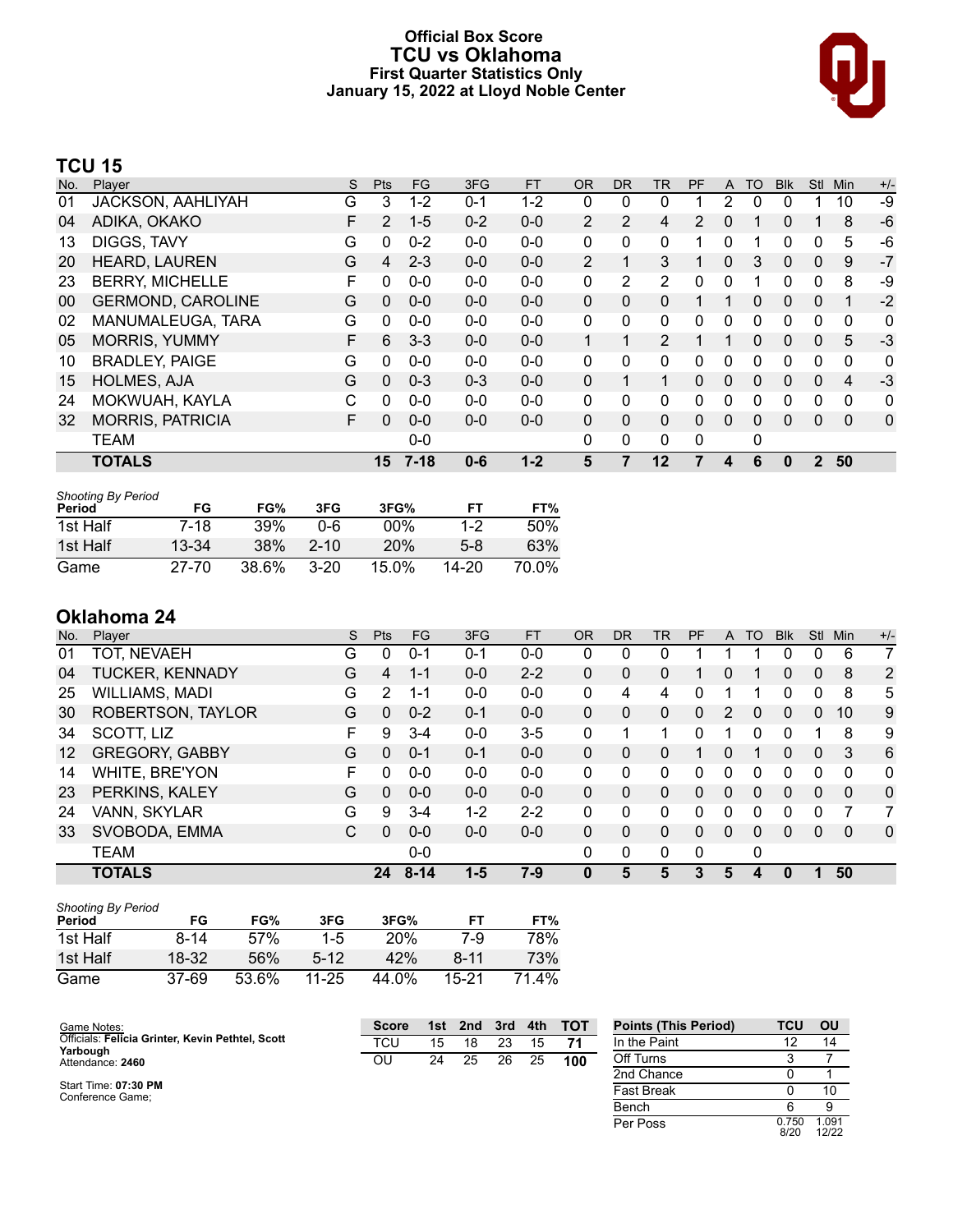# Official Box Score
## TCU vs Oklahoma
### First Quarter Statistics Only
### January 15, 2022 at Lloyd Noble Center

## TCU 15

| No. | Player | S | Pts | FG | 3FG | FT | OR | DR | TR | PF | A | TO | Blk | Stl | Min | +/- |
|---|---|---|---|---|---|---|---|---|---|---|---|---|---|---|---|---|
| 01 | JACKSON, AAHLIYAH | G | 3 | 1-2 | 0-1 | 1-2 | 0 | 0 | 0 | 1 | 2 | 0 | 0 | 1 | 10 | -9 |
| 04 | ADIKA, OKAKO | F | 2 | 1-5 | 0-2 | 0-0 | 2 | 2 | 4 | 2 | 0 | 1 | 0 | 1 | 8 | -6 |
| 13 | DIGGS, TAVY | G | 0 | 0-2 | 0-0 | 0-0 | 0 | 0 | 0 | 1 | 0 | 1 | 0 | 0 | 5 | -6 |
| 20 | HEARD, LAUREN | G | 4 | 2-3 | 0-0 | 0-0 | 2 | 1 | 3 | 1 | 0 | 3 | 0 | 0 | 9 | -7 |
| 23 | BERRY, MICHELLE | F | 0 | 0-0 | 0-0 | 0-0 | 0 | 2 | 2 | 0 | 0 | 1 | 0 | 0 | 8 | -9 |
| 00 | GERMOND, CAROLINE | G | 0 | 0-0 | 0-0 | 0-0 | 0 | 0 | 0 | 1 | 1 | 0 | 0 | 0 | 1 | -2 |
| 02 | MANUMALEUGA, TARA | G | 0 | 0-0 | 0-0 | 0-0 | 0 | 0 | 0 | 0 | 0 | 0 | 0 | 0 | 0 | 0 |
| 05 | MORRIS, YUMMY | F | 6 | 3-3 | 0-0 | 0-0 | 1 | 1 | 2 | 1 | 1 | 0 | 0 | 0 | 5 | -3 |
| 10 | BRADLEY, PAIGE | G | 0 | 0-0 | 0-0 | 0-0 | 0 | 0 | 0 | 0 | 0 | 0 | 0 | 0 | 0 | 0 |
| 15 | HOLMES, AJA | G | 0 | 0-3 | 0-3 | 0-0 | 0 | 1 | 1 | 0 | 0 | 0 | 0 | 0 | 4 | -3 |
| 24 | MOKWUAH, KAYLA | C | 0 | 0-0 | 0-0 | 0-0 | 0 | 0 | 0 | 0 | 0 | 0 | 0 | 0 | 0 | 0 |
| 32 | MORRIS, PATRICIA | F | 0 | 0-0 | 0-0 | 0-0 | 0 | 0 | 0 | 0 | 0 | 0 | 0 | 0 | 0 | 0 |
| | TEAM | | | 0-0 | | | 0 | 0 | 0 | 0 | | 0 | | | | |
| | **TOTALS** | | **15** | **7-18** | **0-6** | **1-2** | **5** | **7** | **12** | **7** | **4** | **6** | **0** | **2** | **50** | |

*Shooting By Period*

| Period | FG | FG% | 3FG | 3FG% | FT | FT% |
|---|---|---|---|---|---|---|
| 1st Half | 7-18 | 39% | 0-6 | 00% | 1-2 | 50% |
| 1st Half | 13-34 | 38% | 2-10 | 20% | 5-8 | 63% |
| Game | 27-70 | 38.6% | 3-20 | 15.0% | 14-20 | 70.0% |

## Oklahoma 24

| No. | Player | S | Pts | FG | 3FG | FT | OR | DR | TR | PF | A | TO | Blk | Stl | Min | +/- |
|---|---|---|---|---|---|---|---|---|---|---|---|---|---|---|---|---|
| 01 | TOT, NEVAEH | G | 0 | 0-1 | 0-1 | 0-0 | 0 | 0 | 0 | 1 | 1 | 1 | 0 | 0 | 6 | 7 |
| 04 | TUCKER, KENNADY | G | 4 | 1-1 | 0-0 | 2-2 | 0 | 0 | 0 | 1 | 0 | 1 | 0 | 0 | 8 | 2 |
| 25 | WILLIAMS, MADI | G | 2 | 1-1 | 0-0 | 0-0 | 0 | 4 | 4 | 0 | 1 | 1 | 0 | 0 | 8 | 5 |
| 30 | ROBERTSON, TAYLOR | G | 0 | 0-2 | 0-1 | 0-0 | 0 | 0 | 0 | 0 | 2 | 0 | 0 | 0 | 10 | 9 |
| 34 | SCOTT, LIZ | F | 9 | 3-4 | 0-0 | 3-5 | 0 | 1 | 1 | 0 | 1 | 0 | 0 | 1 | 8 | 9 |
| 12 | GREGORY, GABBY | G | 0 | 0-1 | 0-1 | 0-0 | 0 | 0 | 0 | 1 | 0 | 1 | 0 | 0 | 3 | 6 |
| 14 | WHITE, BRE'YON | F | 0 | 0-0 | 0-0 | 0-0 | 0 | 0 | 0 | 0 | 0 | 0 | 0 | 0 | 0 | 0 |
| 23 | PERKINS, KALEY | G | 0 | 0-0 | 0-0 | 0-0 | 0 | 0 | 0 | 0 | 0 | 0 | 0 | 0 | 0 | 0 |
| 24 | VANN, SKYLAR | G | 9 | 3-4 | 1-2 | 2-2 | 0 | 0 | 0 | 0 | 0 | 0 | 0 | 0 | 7 | 7 |
| 33 | SVOBODA, EMMA | C | 0 | 0-0 | 0-0 | 0-0 | 0 | 0 | 0 | 0 | 0 | 0 | 0 | 0 | 0 | 0 |
| | TEAM | | | 0-0 | | | 0 | 0 | 0 | 0 | | 0 | | | | |
| | **TOTALS** | | **24** | **8-14** | **1-5** | **7-9** | **0** | **5** | **5** | **3** | **5** | **4** | **0** | **1** | **50** | |

*Shooting By Period*

| Period | FG | FG% | 3FG | 3FG% | FT | FT% |
|---|---|---|---|---|---|---|
| 1st Half | 8-14 | 57% | 1-5 | 20% | 7-9 | 78% |
| 1st Half | 18-32 | 56% | 5-12 | 42% | 8-11 | 73% |
| Game | 37-69 | 53.6% | 11-25 | 44.0% | 15-21 | 71.4% |

Game Notes:
Officials: **Felicia Grinter, Kevin Pethtel, Scott Yarbough**
Attendance: **2460**

Start Time: **07:30 PM**
Conference Game;

| Score | 1st | 2nd | 3rd | 4th | TOT |
|---|---|---|---|---|---|
| TCU | 15 | 18 | 23 | 15 | **71** |
| OU | 24 | 25 | 26 | 25 | **100** |

| Points (This Period) | TCU | OU |
|---|---|---|
| In the Paint | 12 | 14 |
| Off Turns | 3 | 7 |
| 2nd Chance | 0 | 1 |
| Fast Break | 0 | 10 |
| Bench | 6 | 9 |
| Per Poss | 0.750 8/20 | 1.091 12/22 |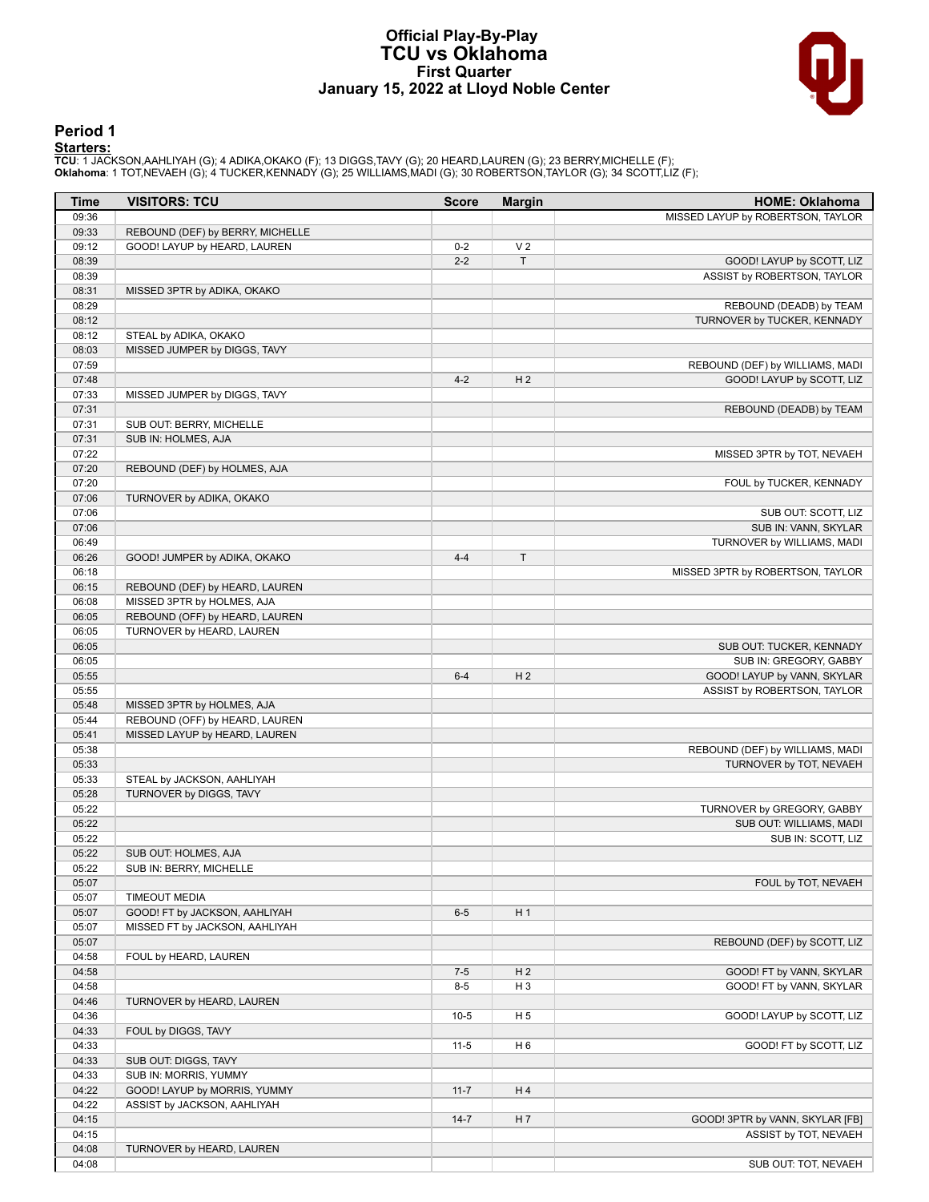# Official Play-By-Play
# TCU vs Oklahoma
## First Quarter
## January 15, 2022 at Lloyd Noble Center

### Period 1

**Starters:**

**TCU**: 1 JACKSON,AAHLIYAH (G); 4 ADIKA,OKAKO (F); 13 DIGGS,TAVY (G); 20 HEARD,LAUREN (G); 23 BERRY,MICHELLE (F);
**Oklahoma**: 1 TOT,NEVAEH (G); 4 TUCKER,KENNADY (G); 25 WILLIAMS,MADI (G); 30 ROBERTSON,TAYLOR (G); 34 SCOTT,LIZ (F);

| Time | VISITORS: TCU | Score | Margin | HOME: Oklahoma |
|---|---|---|---|---|
| 09:36 | | | | MISSED LAYUP by ROBERTSON, TAYLOR |
| 09:33 | REBOUND (DEF) by BERRY, MICHELLE | | | |
| 09:12 | GOOD! LAYUP by HEARD, LAUREN | 0-2 | V 2 | |
| 08:39 | | 2-2 | T | GOOD! LAYUP by SCOTT, LIZ |
| 08:39 | | | | ASSIST by ROBERTSON, TAYLOR |
| 08:31 | MISSED 3PTR by ADIKA, OKAKO | | | |
| 08:29 | | | | REBOUND (DEADB) by TEAM |
| 08:12 | | | | TURNOVER by TUCKER, KENNADY |
| 08:12 | STEAL by ADIKA, OKAKO | | | |
| 08:03 | MISSED JUMPER by DIGGS, TAVY | | | |
| 07:59 | | | | REBOUND (DEF) by WILLIAMS, MADI |
| 07:48 | | 4-2 | H 2 | GOOD! LAYUP by SCOTT, LIZ |
| 07:33 | MISSED JUMPER by DIGGS, TAVY | | | |
| 07:31 | | | | REBOUND (DEADB) by TEAM |
| 07:31 | SUB OUT: BERRY, MICHELLE | | | |
| 07:31 | SUB IN: HOLMES, AJA | | | |
| 07:22 | | | | MISSED 3PTR by TOT, NEVAEH |
| 07:20 | REBOUND (DEF) by HOLMES, AJA | | | |
| 07:20 | | | | FOUL by TUCKER, KENNADY |
| 07:06 | TURNOVER by ADIKA, OKAKO | | | |
| 07:06 | | | | SUB OUT: SCOTT, LIZ |
| 07:06 | | | | SUB IN: VANN, SKYLAR |
| 06:49 | | | | TURNOVER by WILLIAMS, MADI |
| 06:26 | GOOD! JUMPER by ADIKA, OKAKO | 4-4 | T | |
| 06:18 | | | | MISSED 3PTR by ROBERTSON, TAYLOR |
| 06:15 | REBOUND (DEF) by HEARD, LAUREN | | | |
| 06:08 | MISSED 3PTR by HOLMES, AJA | | | |
| 06:05 | REBOUND (OFF) by HEARD, LAUREN | | | |
| 06:05 | TURNOVER by HEARD, LAUREN | | | |
| 06:05 | | | | SUB OUT: TUCKER, KENNADY |
| 06:05 | | | | SUB IN: GREGORY, GABBY |
| 05:55 | | 6-4 | H 2 | GOOD! LAYUP by VANN, SKYLAR |
| 05:55 | | | | ASSIST by ROBERTSON, TAYLOR |
| 05:48 | MISSED 3PTR by HOLMES, AJA | | | |
| 05:44 | REBOUND (OFF) by HEARD, LAUREN | | | |
| 05:41 | MISSED LAYUP by HEARD, LAUREN | | | |
| 05:38 | | | | REBOUND (DEF) by WILLIAMS, MADI |
| 05:33 | | | | TURNOVER by TOT, NEVAEH |
| 05:33 | STEAL by JACKSON, AAHLIYAH | | | |
| 05:28 | TURNOVER by DIGGS, TAVY | | | |
| 05:22 | | | | TURNOVER by GREGORY, GABBY |
| 05:22 | | | | SUB OUT: WILLIAMS, MADI |
| 05:22 | | | | SUB IN: SCOTT, LIZ |
| 05:22 | SUB OUT: HOLMES, AJA | | | |
| 05:22 | SUB IN: BERRY, MICHELLE | | | |
| 05:07 | | | | FOUL by TOT, NEVAEH |
| 05:07 | TIMEOUT MEDIA | | | |
| 05:07 | GOOD! FT by JACKSON, AAHLIYAH | 6-5 | H 1 | |
| 05:07 | MISSED FT by JACKSON, AAHLIYAH | | | |
| 05:07 | | | | REBOUND (DEF) by SCOTT, LIZ |
| 04:58 | FOUL by HEARD, LAUREN | | | |
| 04:58 | | 7-5 | H 2 | GOOD! FT by VANN, SKYLAR |
| 04:58 | | 8-5 | H 3 | GOOD! FT by VANN, SKYLAR |
| 04:46 | TURNOVER by HEARD, LAUREN | | | |
| 04:36 | | 10-5 | H 5 | GOOD! LAYUP by SCOTT, LIZ |
| 04:33 | FOUL by DIGGS, TAVY | | | |
| 04:33 | | 11-5 | H 6 | GOOD! FT by SCOTT, LIZ |
| 04:33 | SUB OUT: DIGGS, TAVY | | | |
| 04:33 | SUB IN: MORRIS, YUMMY | | | |
| 04:22 | GOOD! LAYUP by MORRIS, YUMMY | 11-7 | H 4 | |
| 04:22 | ASSIST by JACKSON, AAHLIYAH | | | |
| 04:15 | | 14-7 | H 7 | GOOD! 3PTR by VANN, SKYLAR [FB] |
| 04:15 | | | | ASSIST by TOT, NEVAEH |
| 04:08 | TURNOVER by HEARD, LAUREN | | | |
| 04:08 | | | | SUB OUT: TOT, NEVAEH |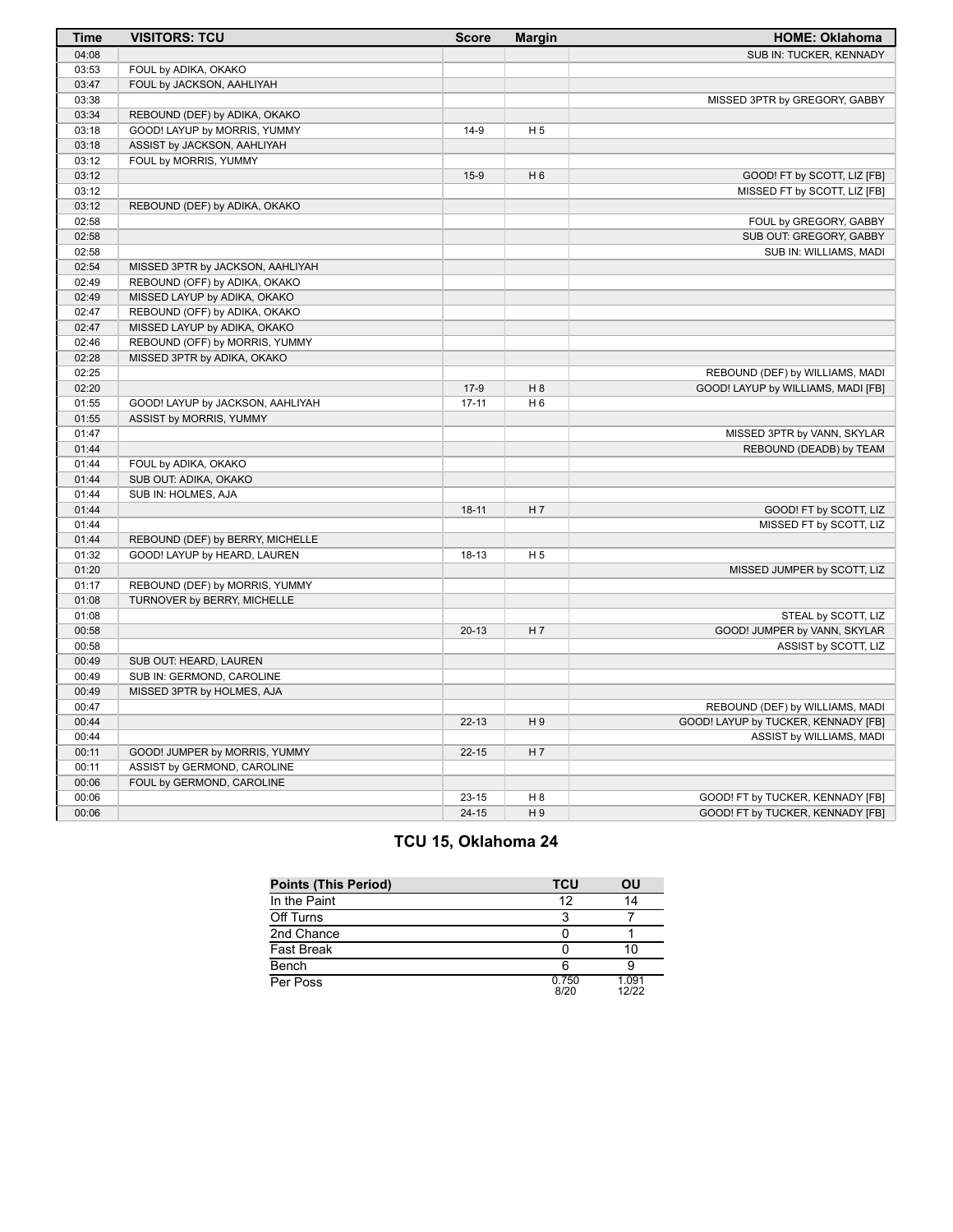| Time | VISITORS: TCU | Score | Margin | HOME: Oklahoma |
|---|---|---|---|---|
| 04:08 | | | | SUB IN: TUCKER, KENNADY |
| 03:53 | FOUL by ADIKA, OKAKO | | | |
| 03:47 | FOUL by JACKSON, AAHLIYAH | | | |
| 03:38 | | | | MISSED 3PTR by GREGORY, GABBY |
| 03:34 | REBOUND (DEF) by ADIKA, OKAKO | | | |
| 03:18 | GOOD! LAYUP by MORRIS, YUMMY | 14-9 | H 5 | |
| 03:18 | ASSIST by JACKSON, AAHLIYAH | | | |
| 03:12 | FOUL by MORRIS, YUMMY | | | |
| 03:12 | | 15-9 | H 6 | GOOD! FT by SCOTT, LIZ [FB] |
| 03:12 | | | | MISSED FT by SCOTT, LIZ [FB] |
| 03:12 | REBOUND (DEF) by ADIKA, OKAKO | | | |
| 02:58 | | | | FOUL by GREGORY, GABBY |
| 02:58 | | | | SUB OUT: GREGORY, GABBY |
| 02:58 | | | | SUB IN: WILLIAMS, MADI |
| 02:54 | MISSED 3PTR by JACKSON, AAHLIYAH | | | |
| 02:49 | REBOUND (OFF) by ADIKA, OKAKO | | | |
| 02:49 | MISSED LAYUP by ADIKA, OKAKO | | | |
| 02:47 | REBOUND (OFF) by ADIKA, OKAKO | | | |
| 02:47 | MISSED LAYUP by ADIKA, OKAKO | | | |
| 02:46 | REBOUND (OFF) by MORRIS, YUMMY | | | |
| 02:28 | MISSED 3PTR by ADIKA, OKAKO | | | |
| 02:25 | | | | REBOUND (DEF) by WILLIAMS, MADI |
| 02:20 | | 17-9 | H 8 | GOOD! LAYUP by WILLIAMS, MADI [FB] |
| 01:55 | GOOD! LAYUP by JACKSON, AAHLIYAH | 17-11 | H 6 | |
| 01:55 | ASSIST by MORRIS, YUMMY | | | |
| 01:47 | | | | MISSED 3PTR by VANN, SKYLAR |
| 01:44 | | | | REBOUND (DEADB) by TEAM |
| 01:44 | FOUL by ADIKA, OKAKO | | | |
| 01:44 | SUB OUT: ADIKA, OKAKO | | | |
| 01:44 | SUB IN: HOLMES, AJA | | | |
| 01:44 | | 18-11 | H 7 | GOOD! FT by SCOTT, LIZ |
| 01:44 | | | | MISSED FT by SCOTT, LIZ |
| 01:44 | REBOUND (DEF) by BERRY, MICHELLE | | | |
| 01:32 | GOOD! LAYUP by HEARD, LAUREN | 18-13 | H 5 | |
| 01:20 | | | | MISSED JUMPER by SCOTT, LIZ |
| 01:17 | REBOUND (DEF) by MORRIS, YUMMY | | | |
| 01:08 | TURNOVER by BERRY, MICHELLE | | | |
| 01:08 | | | | STEAL by SCOTT, LIZ |
| 00:58 | | 20-13 | H 7 | GOOD! JUMPER by VANN, SKYLAR |
| 00:58 | | | | ASSIST by SCOTT, LIZ |
| 00:49 | SUB OUT: HEARD, LAUREN | | | |
| 00:49 | SUB IN: GERMOND, CAROLINE | | | |
| 00:49 | MISSED 3PTR by HOLMES, AJA | | | |
| 00:47 | | | | REBOUND (DEF) by WILLIAMS, MADI |
| 00:44 | | 22-13 | H 9 | GOOD! LAYUP by TUCKER, KENNADY [FB] |
| 00:44 | | | | ASSIST by WILLIAMS, MADI |
| 00:11 | GOOD! JUMPER by MORRIS, YUMMY | 22-15 | H 7 | |
| 00:11 | ASSIST by GERMOND, CAROLINE | | | |
| 00:06 | FOUL by GERMOND, CAROLINE | | | |
| 00:06 | | 23-15 | H 8 | GOOD! FT by TUCKER, KENNADY [FB] |
| 00:06 | | 24-15 | H 9 | GOOD! FT by TUCKER, KENNADY [FB] |

## TCU 15, Oklahoma 24

| Points (This Period) | TCU | OU |
|---|---|---|
| In the Paint | 12 | 14 |
| Off Turns | 3 | 7 |
| 2nd Chance | 0 | 1 |
| Fast Break | 0 | 10 |
| Bench | 6 | 9 |
| Per Poss | 0.750 8/20 | 1.091 12/22 |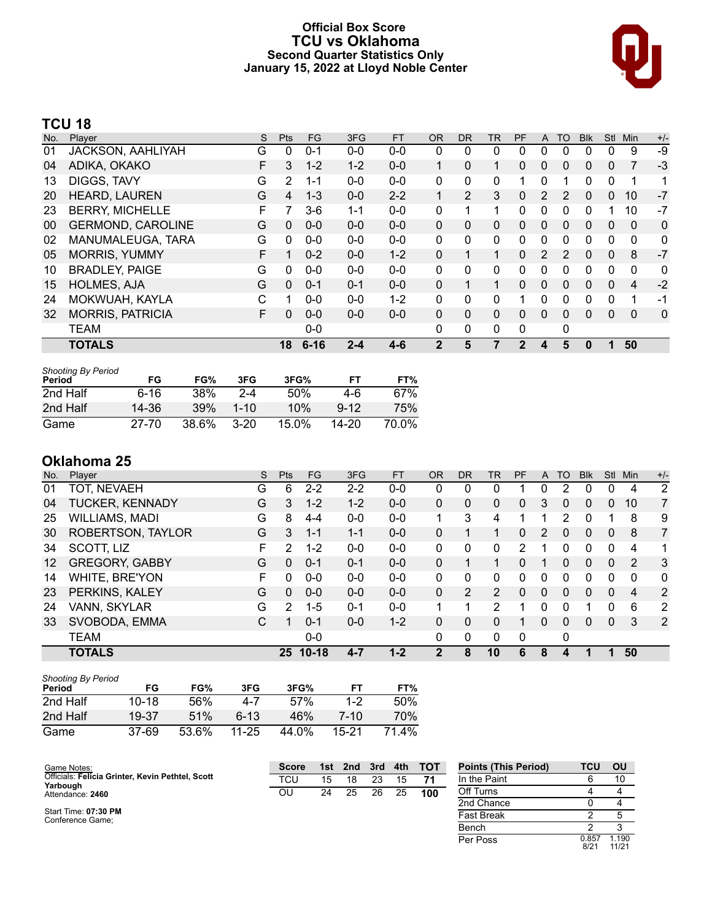# Official Box Score
## TCU vs Oklahoma
### Second Quarter Statistics Only
### January 15, 2022 at Lloyd Noble Center

## TCU 18

| No. | Player | S | Pts | FG | 3FG | FT | OR | DR | TR | PF | A | TO | Blk | Stl | Min | +/- |
|---|---|---|---|---|---|---|---|---|---|---|---|---|---|---|---|---|
| 01 | JACKSON, AAHLIYAH | G | 0 | 0-1 | 0-0 | 0-0 | 0 | 0 | 0 | 0 | 0 | 0 | 0 | 0 | 9 | -9 |
| 04 | ADIKA, OKAKO | F | 3 | 1-2 | 1-2 | 0-0 | 1 | 0 | 1 | 0 | 0 | 0 | 0 | 0 | 7 | -3 |
| 13 | DIGGS, TAVY | G | 2 | 1-1 | 0-0 | 0-0 | 0 | 0 | 0 | 1 | 0 | 1 | 0 | 0 | 1 | 1 |
| 20 | HEARD, LAUREN | G | 4 | 1-3 | 0-0 | 2-2 | 1 | 2 | 3 | 0 | 2 | 2 | 0 | 0 | 10 | -7 |
| 23 | BERRY, MICHELLE | F | 7 | 3-6 | 1-1 | 0-0 | 0 | 1 | 1 | 0 | 0 | 0 | 0 | 1 | 10 | -7 |
| 00 | GERMOND, CAROLINE | G | 0 | 0-0 | 0-0 | 0-0 | 0 | 0 | 0 | 0 | 0 | 0 | 0 | 0 | 0 | 0 |
| 02 | MANUMALEUGA, TARA | G | 0 | 0-0 | 0-0 | 0-0 | 0 | 0 | 0 | 0 | 0 | 0 | 0 | 0 | 0 | 0 |
| 05 | MORRIS, YUMMY | F | 1 | 0-2 | 0-0 | 1-2 | 0 | 1 | 1 | 0 | 2 | 2 | 0 | 0 | 8 | -7 |
| 10 | BRADLEY, PAIGE | G | 0 | 0-0 | 0-0 | 0-0 | 0 | 0 | 0 | 0 | 0 | 0 | 0 | 0 | 0 | 0 |
| 15 | HOLMES, AJA | G | 0 | 0-1 | 0-1 | 0-0 | 0 | 1 | 1 | 0 | 0 | 0 | 0 | 0 | 4 | -2 |
| 24 | MOKWUAH, KAYLA | C | 1 | 0-0 | 0-0 | 1-2 | 0 | 0 | 0 | 1 | 0 | 0 | 0 | 0 | 1 | -1 |
| 32 | MORRIS, PATRICIA | F | 0 | 0-0 | 0-0 | 0-0 | 0 | 0 | 0 | 0 | 0 | 0 | 0 | 0 | 0 | 0 |
| | TEAM | | | 0-0 | | | 0 | 0 | 0 | 0 | | 0 | | | | |
| | **TOTALS** | | **18** | **6-16** | **2-4** | **4-6** | **2** | **5** | **7** | **2** | **4** | **5** | **0** | **1** | **50** | |

*Shooting By Period*

| Period | FG | FG% | 3FG | 3FG% | FT | FT% |
|---|---|---|---|---|---|---|
| 2nd Half | 6-16 | 38% | 2-4 | 50% | 4-6 | 67% |
| 2nd Half | 14-36 | 39% | 1-10 | 10% | 9-12 | 75% |
| Game | 27-70 | 38.6% | 3-20 | 15.0% | 14-20 | 70.0% |

## Oklahoma 25

| No. | Player | S | Pts | FG | 3FG | FT | OR | DR | TR | PF | A | TO | Blk | Stl | Min | +/- |
|---|---|---|---|---|---|---|---|---|---|---|---|---|---|---|---|---|
| 01 | TOT, NEVAEH | G | 6 | 2-2 | 2-2 | 0-0 | 0 | 0 | 0 | 1 | 0 | 2 | 0 | 0 | 4 | 2 |
| 04 | TUCKER, KENNADY | G | 3 | 1-2 | 1-2 | 0-0 | 0 | 0 | 0 | 0 | 3 | 0 | 0 | 0 | 10 | 7 |
| 25 | WILLIAMS, MADI | G | 8 | 4-4 | 0-0 | 0-0 | 1 | 3 | 4 | 1 | 1 | 2 | 0 | 1 | 8 | 9 |
| 30 | ROBERTSON, TAYLOR | G | 3 | 1-1 | 1-1 | 0-0 | 0 | 1 | 1 | 0 | 2 | 0 | 0 | 0 | 8 | 7 |
| 34 | SCOTT, LIZ | F | 2 | 1-2 | 0-0 | 0-0 | 0 | 0 | 0 | 2 | 1 | 0 | 0 | 0 | 4 | 1 |
| 12 | GREGORY, GABBY | G | 0 | 0-1 | 0-1 | 0-0 | 0 | 1 | 1 | 0 | 1 | 0 | 0 | 0 | 2 | 3 |
| 14 | WHITE, BRE'YON | F | 0 | 0-0 | 0-0 | 0-0 | 0 | 0 | 0 | 0 | 0 | 0 | 0 | 0 | 0 | 0 |
| 23 | PERKINS, KALEY | G | 0 | 0-0 | 0-0 | 0-0 | 0 | 2 | 2 | 0 | 0 | 0 | 0 | 0 | 4 | 2 |
| 24 | VANN, SKYLAR | G | 2 | 1-5 | 0-1 | 0-0 | 1 | 1 | 2 | 1 | 0 | 0 | 1 | 0 | 6 | 2 |
| 33 | SVOBODA, EMMA | C | 1 | 0-1 | 0-0 | 1-2 | 0 | 0 | 0 | 1 | 0 | 0 | 0 | 0 | 3 | 2 |
| | TEAM | | | 0-0 | | | 0 | 0 | 0 | 0 | | 0 | | | | |
| | **TOTALS** | | **25** | **10-18** | **4-7** | **1-2** | **2** | **8** | **10** | **6** | **8** | **4** | **1** | **1** | **50** | |

*Shooting By Period*

| Period | FG | FG% | 3FG | 3FG% | FT | FT% |
|---|---|---|---|---|---|---|
| 2nd Half | 10-18 | 56% | 4-7 | 57% | 1-2 | 50% |
| 2nd Half | 19-37 | 51% | 6-13 | 46% | 7-10 | 70% |
| Game | 37-69 | 53.6% | 11-25 | 44.0% | 15-21 | 71.4% |

Game Notes:
Officials: **Felicia Grinter, Kevin Pethtel, Scott Yarbough**
Attendance: **2460**

Start Time: **07:30 PM**
Conference Game;

| Score | 1st | 2nd | 3rd | 4th | TOT |
|---|---|---|---|---|---|
| TCU | 15 | 18 | 23 | 15 | **71** |
| OU | 24 | 25 | 26 | 25 | **100** |

| Points (This Period) | TCU | OU |
|---|---|---|
| In the Paint | 6 | 10 |
| Off Turns | 4 | 4 |
| 2nd Chance | 0 | 4 |
| Fast Break | 2 | 5 |
| Bench | 2 | 3 |
| Per Poss | 0.857 8/21 | 1.190 11/21 |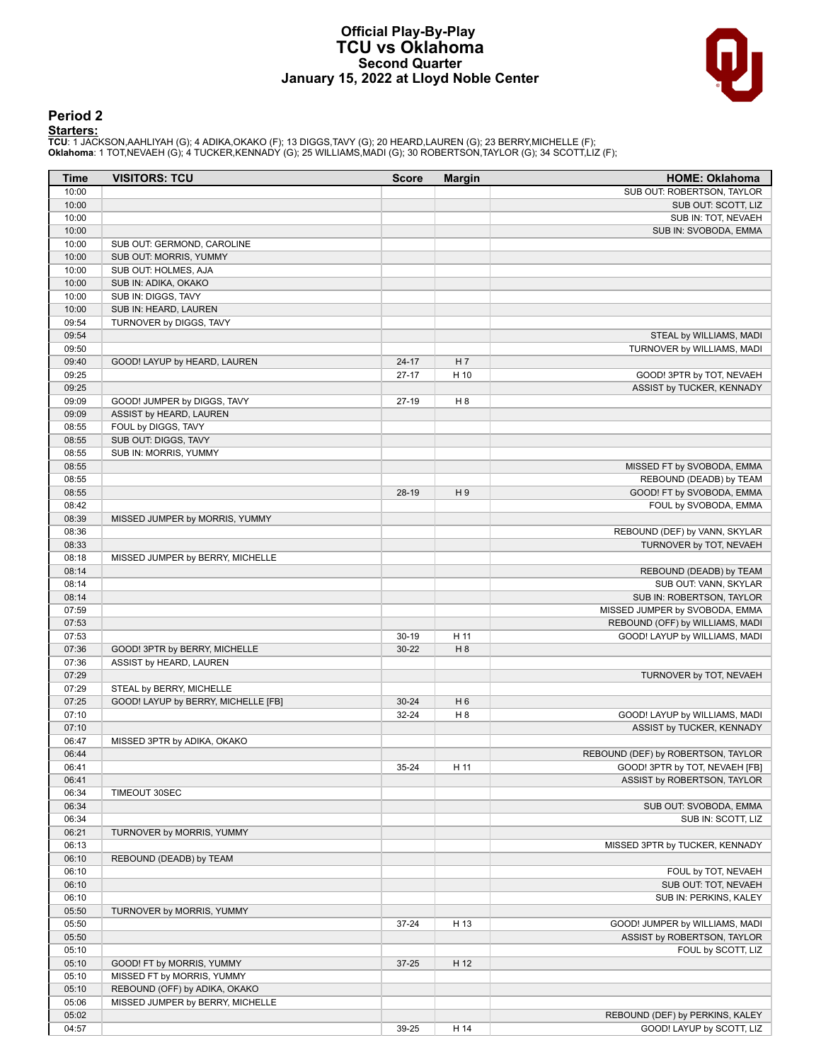# Official Play-By-Play
# TCU vs Oklahoma
## Second Quarter
## January 15, 2022 at Lloyd Noble Center

### Period 2

**Starters:**

**TCU**: 1 JACKSON,AAHLIYAH (G); 4 ADIKA,OKAKO (F); 13 DIGGS,TAVY (G); 20 HEARD,LAUREN (G); 23 BERRY,MICHELLE (F);
**Oklahoma**: 1 TOT,NEVAEH (G); 4 TUCKER,KENNADY (G); 25 WILLIAMS,MADI (G); 30 ROBERTSON,TAYLOR (G); 34 SCOTT,LIZ (F);

| Time | VISITORS: TCU | Score | Margin | HOME: Oklahoma |
|---|---|---|---|---|
| 10:00 | | | | SUB OUT: ROBERTSON, TAYLOR |
| 10:00 | | | | SUB OUT: SCOTT, LIZ |
| 10:00 | | | | SUB IN: TOT, NEVAEH |
| 10:00 | | | | SUB IN: SVOBODA, EMMA |
| 10:00 | SUB OUT: GERMOND, CAROLINE | | | |
| 10:00 | SUB OUT: MORRIS, YUMMY | | | |
| 10:00 | SUB OUT: HOLMES, AJA | | | |
| 10:00 | SUB IN: ADIKA, OKAKO | | | |
| 10:00 | SUB IN: DIGGS, TAVY | | | |
| 10:00 | SUB IN: HEARD, LAUREN | | | |
| 09:54 | TURNOVER by DIGGS, TAVY | | | |
| 09:54 | | | | STEAL by WILLIAMS, MADI |
| 09:50 | | | | TURNOVER by WILLIAMS, MADI |
| 09:40 | GOOD! LAYUP by HEARD, LAUREN | 24-17 | H 7 | |
| 09:25 | | 27-17 | H 10 | GOOD! 3PTR by TOT, NEVAEH |
| 09:25 | | | | ASSIST by TUCKER, KENNADY |
| 09:09 | GOOD! JUMPER by DIGGS, TAVY | 27-19 | H 8 | |
| 09:09 | ASSIST by HEARD, LAUREN | | | |
| 08:55 | FOUL by DIGGS, TAVY | | | |
| 08:55 | SUB OUT: DIGGS, TAVY | | | |
| 08:55 | SUB IN: MORRIS, YUMMY | | | |
| 08:55 | | | | MISSED FT by SVOBODA, EMMA |
| 08:55 | | | | REBOUND (DEADB) by TEAM |
| 08:55 | | 28-19 | H 9 | GOOD! FT by SVOBODA, EMMA |
| 08:42 | | | | FOUL by SVOBODA, EMMA |
| 08:39 | MISSED JUMPER by MORRIS, YUMMY | | | |
| 08:36 | | | | REBOUND (DEF) by VANN, SKYLAR |
| 08:33 | | | | TURNOVER by TOT, NEVAEH |
| 08:18 | MISSED JUMPER by BERRY, MICHELLE | | | |
| 08:14 | | | | REBOUND (DEADB) by TEAM |
| 08:14 | | | | SUB OUT: VANN, SKYLAR |
| 08:14 | | | | SUB IN: ROBERTSON, TAYLOR |
| 07:59 | | | | MISSED JUMPER by SVOBODA, EMMA |
| 07:53 | | | | REBOUND (OFF) by WILLIAMS, MADI |
| 07:53 | | 30-19 | H 11 | GOOD! LAYUP by WILLIAMS, MADI |
| 07:36 | GOOD! 3PTR by BERRY, MICHELLE | 30-22 | H 8 | |
| 07:36 | ASSIST by HEARD, LAUREN | | | |
| 07:29 | | | | TURNOVER by TOT, NEVAEH |
| 07:29 | STEAL by BERRY, MICHELLE | | | |
| 07:25 | GOOD! LAYUP by BERRY, MICHELLE [FB] | 30-24 | H 6 | |
| 07:10 | | 32-24 | H 8 | GOOD! LAYUP by WILLIAMS, MADI |
| 07:10 | | | | ASSIST by TUCKER, KENNADY |
| 06:47 | MISSED 3PTR by ADIKA, OKAKO | | | |
| 06:44 | | | | REBOUND (DEF) by ROBERTSON, TAYLOR |
| 06:41 | | 35-24 | H 11 | GOOD! 3PTR by TOT, NEVAEH [FB] |
| 06:41 | | | | ASSIST by ROBERTSON, TAYLOR |
| 06:34 | TIMEOUT 30SEC | | | |
| 06:34 | | | | SUB OUT: SVOBODA, EMMA |
| 06:34 | | | | SUB IN: SCOTT, LIZ |
| 06:21 | TURNOVER by MORRIS, YUMMY | | | |
| 06:13 | | | | MISSED 3PTR by TUCKER, KENNADY |
| 06:10 | REBOUND (DEADB) by TEAM | | | |
| 06:10 | | | | FOUL by TOT, NEVAEH |
| 06:10 | | | | SUB OUT: TOT, NEVAEH |
| 06:10 | | | | SUB IN: PERKINS, KALEY |
| 05:50 | TURNOVER by MORRIS, YUMMY | | | |
| 05:50 | | 37-24 | H 13 | GOOD! JUMPER by WILLIAMS, MADI |
| 05:50 | | | | ASSIST by ROBERTSON, TAYLOR |
| 05:10 | | | | FOUL by SCOTT, LIZ |
| 05:10 | GOOD! FT by MORRIS, YUMMY | 37-25 | H 12 | |
| 05:10 | MISSED FT by MORRIS, YUMMY | | | |
| 05:10 | REBOUND (OFF) by ADIKA, OKAKO | | | |
| 05:06 | MISSED JUMPER by BERRY, MICHELLE | | | |
| 05:02 | | | | REBOUND (DEF) by PERKINS, KALEY |
| 04:57 | | 39-25 | H 14 | GOOD! LAYUP by SCOTT, LIZ |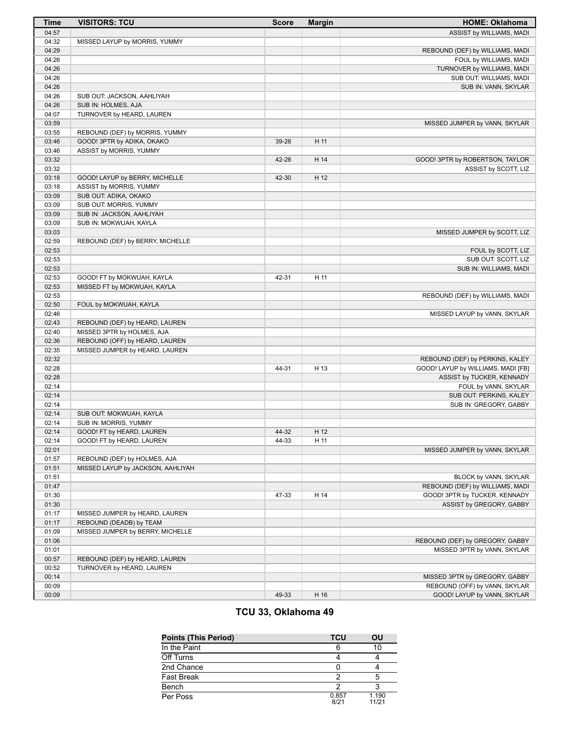| Time | VISITORS: TCU | Score | Margin | HOME: Oklahoma |
|---|---|---|---|---|
| 04:57 | | | | ASSIST by WILLIAMS, MADI |
| 04:32 | MISSED LAYUP by MORRIS, YUMMY | | | |
| 04:29 | | | | REBOUND (DEF) by WILLIAMS, MADI |
| 04:26 | | | | FOUL by WILLIAMS, MADI |
| 04:26 | | | | TURNOVER by WILLIAMS, MADI |
| 04:26 | | | | SUB OUT: WILLIAMS, MADI |
| 04:26 | | | | SUB IN: VANN, SKYLAR |
| 04:26 | SUB OUT: JACKSON, AAHLIYAH | | | |
| 04:26 | SUB IN: HOLMES, AJA | | | |
| 04:07 | TURNOVER by HEARD, LAUREN | | | |
| 03:59 | | | | MISSED JUMPER by VANN, SKYLAR |
| 03:55 | REBOUND (DEF) by MORRIS, YUMMY | | | |
| 03:46 | GOOD! 3PTR by ADIKA, OKAKO | 39-28 | H 11 | |
| 03:46 | ASSIST by MORRIS, YUMMY | | | |
| 03:32 | | 42-28 | H 14 | GOOD! 3PTR by ROBERTSON, TAYLOR |
| 03:32 | | | | ASSIST by SCOTT, LIZ |
| 03:18 | GOOD! LAYUP by BERRY, MICHELLE | 42-30 | H 12 | |
| 03:18 | ASSIST by MORRIS, YUMMY | | | |
| 03:09 | SUB OUT: ADIKA, OKAKO | | | |
| 03:09 | SUB OUT: MORRIS, YUMMY | | | |
| 03:09 | SUB IN: JACKSON, AAHLIYAH | | | |
| 03:09 | SUB IN: MOKWUAH, KAYLA | | | |
| 03:03 | | | | MISSED JUMPER by SCOTT, LIZ |
| 02:59 | REBOUND (DEF) by BERRY, MICHELLE | | | |
| 02:53 | | | | FOUL by SCOTT, LIZ |
| 02:53 | | | | SUB OUT: SCOTT, LIZ |
| 02:53 | | | | SUB IN: WILLIAMS, MADI |
| 02:53 | GOOD! FT by MOKWUAH, KAYLA | 42-31 | H 11 | |
| 02:53 | MISSED FT by MOKWUAH, KAYLA | | | |
| 02:53 | | | | REBOUND (DEF) by WILLIAMS, MADI |
| 02:50 | FOUL by MOKWUAH, KAYLA | | | |
| 02:46 | | | | MISSED LAYUP by VANN, SKYLAR |
| 02:43 | REBOUND (DEF) by HEARD, LAUREN | | | |
| 02:40 | MISSED 3PTR by HOLMES, AJA | | | |
| 02:36 | REBOUND (OFF) by HEARD, LAUREN | | | |
| 02:35 | MISSED JUMPER by HEARD, LAUREN | | | |
| 02:32 | | | | REBOUND (DEF) by PERKINS, KALEY |
| 02:28 | | 44-31 | H 13 | GOOD! LAYUP by WILLIAMS, MADI [FB] |
| 02:28 | | | | ASSIST by TUCKER, KENNADY |
| 02:14 | | | | FOUL by VANN, SKYLAR |
| 02:14 | | | | SUB OUT: PERKINS, KALEY |
| 02:14 | | | | SUB IN: GREGORY, GABBY |
| 02:14 | SUB OUT: MOKWUAH, KAYLA | | | |
| 02:14 | SUB IN: MORRIS, YUMMY | | | |
| 02:14 | GOOD! FT by HEARD, LAUREN | 44-32 | H 12 | |
| 02:14 | GOOD! FT by HEARD, LAUREN | 44-33 | H 11 | |
| 02:01 | | | | MISSED JUMPER by VANN, SKYLAR |
| 01:57 | REBOUND (DEF) by HOLMES, AJA | | | |
| 01:51 | MISSED LAYUP by JACKSON, AAHLIYAH | | | |
| 01:51 | | | | BLOCK by VANN, SKYLAR |
| 01:47 | | | | REBOUND (DEF) by WILLIAMS, MADI |
| 01:30 | | 47-33 | H 14 | GOOD! 3PTR by TUCKER, KENNADY |
| 01:30 | | | | ASSIST by GREGORY, GABBY |
| 01:17 | MISSED JUMPER by HEARD, LAUREN | | | |
| 01:17 | REBOUND (DEADB) by TEAM | | | |
| 01:09 | MISSED JUMPER by BERRY, MICHELLE | | | |
| 01:06 | | | | REBOUND (DEF) by GREGORY, GABBY |
| 01:01 | | | | MISSED 3PTR by VANN, SKYLAR |
| 00:57 | REBOUND (DEF) by HEARD, LAUREN | | | |
| 00:52 | TURNOVER by HEARD, LAUREN | | | |
| 00:14 | | | | MISSED 3PTR by GREGORY, GABBY |
| 00:09 | | | | REBOUND (OFF) by VANN, SKYLAR |
| 00:09 | | 49-33 | H 16 | GOOD! LAYUP by VANN, SKYLAR |

## TCU 33, Oklahoma 49

| Points (This Period) | TCU | OU |
|---|---|---|
| In the Paint | 6 | 10 |
| Off Turns | 4 | 4 |
| 2nd Chance | 0 | 4 |
| Fast Break | 2 | 5 |
| Bench | 2 | 3 |
| Per Poss | 0.857 8/21 | 1.190 11/21 |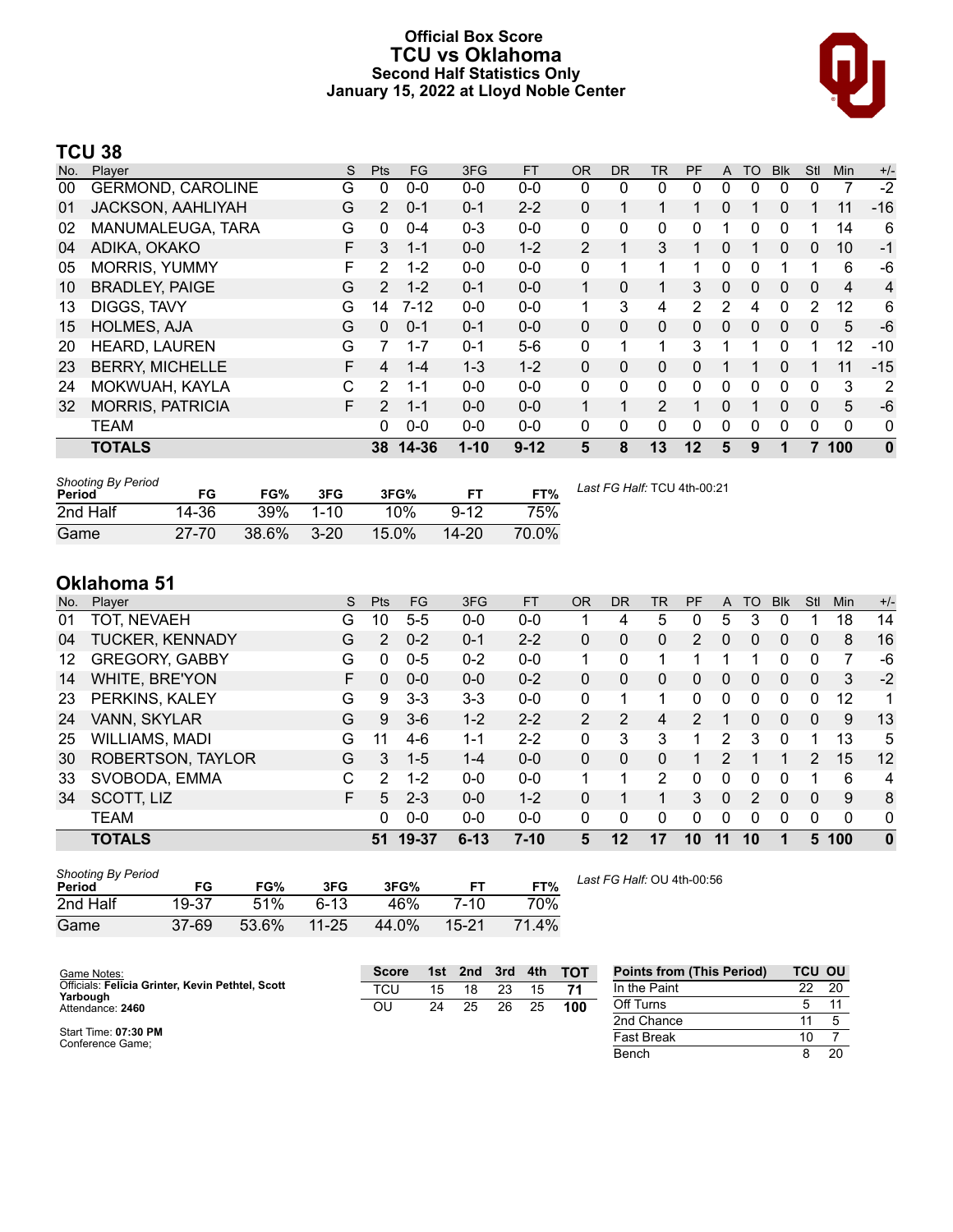# Official Box Score
## TCU vs Oklahoma
### Second Half Statistics Only
### January 15, 2022 at Lloyd Noble Center

## TCU 38

| No. | Player | S | Pts | FG | 3FG | FT | OR | DR | TR | PF | A | TO | Blk | Stl | Min | +/- |
|---|---|---|---|---|---|---|---|---|---|---|---|---|---|---|---|---|
| 00 | GERMOND, CAROLINE | G | 0 | 0-0 | 0-0 | 0-0 | 0 | 0 | 0 | 0 | 0 | 0 | 0 | 0 | 7 | -2 |
| 01 | JACKSON, AAHLIYAH | G | 2 | 0-1 | 0-1 | 2-2 | 0 | 1 | 1 | 1 | 0 | 1 | 0 | 1 | 11 | -16 |
| 02 | MANUMALEUGA, TARA | G | 0 | 0-4 | 0-3 | 0-0 | 0 | 0 | 0 | 0 | 1 | 0 | 0 | 1 | 14 | 6 |
| 04 | ADIKA, OKAKO | F | 3 | 1-1 | 0-0 | 1-2 | 2 | 1 | 3 | 1 | 0 | 1 | 0 | 0 | 10 | -1 |
| 05 | MORRIS, YUMMY | F | 2 | 1-2 | 0-0 | 0-0 | 0 | 1 | 1 | 1 | 0 | 0 | 1 | 1 | 6 | -6 |
| 10 | BRADLEY, PAIGE | G | 2 | 1-2 | 0-1 | 0-0 | 1 | 0 | 1 | 3 | 0 | 0 | 0 | 0 | 4 | 4 |
| 13 | DIGGS, TAVY | G | 14 | 7-12 | 0-0 | 0-0 | 1 | 3 | 4 | 2 | 2 | 4 | 0 | 2 | 12 | 6 |
| 15 | HOLMES, AJA | G | 0 | 0-1 | 0-1 | 0-0 | 0 | 0 | 0 | 0 | 0 | 0 | 0 | 0 | 5 | -6 |
| 20 | HEARD, LAUREN | G | 7 | 1-7 | 0-1 | 5-6 | 0 | 1 | 1 | 3 | 1 | 1 | 0 | 1 | 12 | -10 |
| 23 | BERRY, MICHELLE | F | 4 | 1-4 | 1-3 | 1-2 | 0 | 0 | 0 | 0 | 1 | 1 | 0 | 1 | 11 | -15 |
| 24 | MOKWUAH, KAYLA | C | 2 | 1-1 | 0-0 | 0-0 | 0 | 0 | 0 | 0 | 0 | 0 | 0 | 0 | 3 | 2 |
| 32 | MORRIS, PATRICIA | F | 2 | 1-1 | 0-0 | 0-0 | 1 | 1 | 2 | 1 | 0 | 1 | 0 | 0 | 5 | -6 |
| | TEAM | | 0 | 0-0 | 0-0 | 0-0 | 0 | 0 | 0 | 0 | 0 | 0 | 0 | 0 | 0 | 0 |
| | **TOTALS** | | **38** | **14-36** | **1-10** | **9-12** | **5** | **8** | **13** | **12** | **5** | **9** | **1** | **7** | **100** | **0** |

*Shooting By Period*

| Period | FG | FG% | 3FG | 3FG% | FT | FT% |
|---|---|---|---|---|---|---|
| 2nd Half | 14-36 | 39% | 1-10 | 10% | 9-12 | 75% |
| Game | 27-70 | 38.6% | 3-20 | 15.0% | 14-20 | 70.0% |

*Last FG Half:* TCU 4th-00:21

## Oklahoma 51

| No. | Player | S | Pts | FG | 3FG | FT | OR | DR | TR | PF | A | TO | Blk | Stl | Min | +/- |
|---|---|---|---|---|---|---|---|---|---|---|---|---|---|---|---|---|
| 01 | TOT, NEVAEH | G | 10 | 5-5 | 0-0 | 0-0 | 1 | 4 | 5 | 0 | 5 | 3 | 0 | 1 | 18 | 14 |
| 04 | TUCKER, KENNADY | G | 2 | 0-2 | 0-1 | 2-2 | 0 | 0 | 0 | 2 | 0 | 0 | 0 | 0 | 8 | 16 |
| 12 | GREGORY, GABBY | G | 0 | 0-5 | 0-2 | 0-0 | 1 | 0 | 1 | 1 | 1 | 1 | 0 | 0 | 7 | -6 |
| 14 | WHITE, BRE'YON | F | 0 | 0-0 | 0-0 | 0-2 | 0 | 0 | 0 | 0 | 0 | 0 | 0 | 0 | 3 | -2 |
| 23 | PERKINS, KALEY | G | 9 | 3-3 | 3-3 | 0-0 | 0 | 1 | 1 | 0 | 0 | 0 | 0 | 0 | 12 | 1 |
| 24 | VANN, SKYLAR | G | 9 | 3-6 | 1-2 | 2-2 | 2 | 2 | 4 | 2 | 1 | 0 | 0 | 0 | 9 | 13 |
| 25 | WILLIAMS, MADI | G | 11 | 4-6 | 1-1 | 2-2 | 0 | 3 | 3 | 1 | 2 | 3 | 0 | 1 | 13 | 5 |
| 30 | ROBERTSON, TAYLOR | G | 3 | 1-5 | 1-4 | 0-0 | 0 | 0 | 0 | 1 | 2 | 1 | 1 | 2 | 15 | 12 |
| 33 | SVOBODA, EMMA | C | 2 | 1-2 | 0-0 | 0-0 | 1 | 1 | 2 | 0 | 0 | 0 | 0 | 1 | 6 | 4 |
| 34 | SCOTT, LIZ | F | 5 | 2-3 | 0-0 | 1-2 | 0 | 1 | 1 | 3 | 0 | 2 | 0 | 0 | 9 | 8 |
| | TEAM | | 0 | 0-0 | 0-0 | 0-0 | 0 | 0 | 0 | 0 | 0 | 0 | 0 | 0 | 0 | 0 |
| | **TOTALS** | | **51** | **19-37** | **6-13** | **7-10** | **5** | **12** | **17** | **10** | **11** | **10** | **1** | **5** | **100** | **0** |

*Shooting By Period*

| Period | FG | FG% | 3FG | 3FG% | FT | FT% |
|---|---|---|---|---|---|---|
| 2nd Half | 19-37 | 51% | 6-13 | 46% | 7-10 | 70% |
| Game | 37-69 | 53.6% | 11-25 | 44.0% | 15-21 | 71.4% |

*Last FG Half:* OU 4th-00:56

Game Notes:
Officials: **Felicia Grinter, Kevin Pethtel, Scott Yarbough**
Attendance: **2460**

Start Time: **07:30 PM**
Conference Game;

| Score | 1st | 2nd | 3rd | 4th | TOT |
|---|---|---|---|---|---|
| TCU | 15 | 18 | 23 | 15 | **71** |
| OU | 24 | 25 | 26 | 25 | **100** |

| Points from (This Period) | TCU | OU |
|---|---|---|
| In the Paint | 22 | 20 |
| Off Turns | 5 | 11 |
| 2nd Chance | 11 | 5 |
| Fast Break | 10 | 7 |
| Bench | 8 | 20 |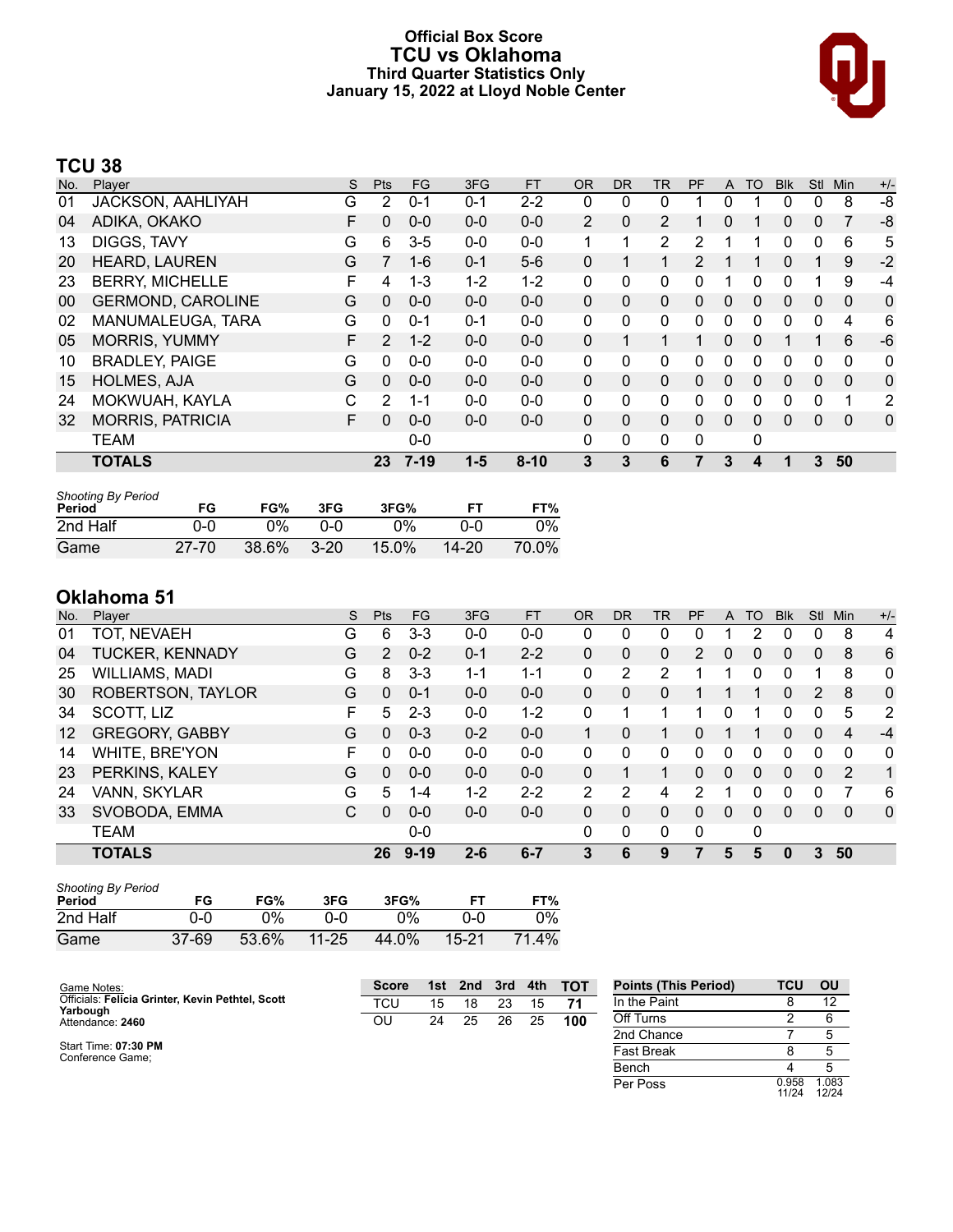# Official Box Score
## TCU vs Oklahoma
### Third Quarter Statistics Only
### January 15, 2022 at Lloyd Noble Center

## TCU 38

| No. | Player | S | Pts | FG | 3FG | FT | OR | DR | TR | PF | A | TO | Blk | Stl | Min | +/- |
|---|---|---|---|---|---|---|---|---|---|---|---|---|---|---|---|---|
| 01 | JACKSON, AAHLIYAH | G | 2 | 0-1 | 0-1 | 2-2 | 0 | 0 | 0 | 1 | 0 | 1 | 0 | 0 | 8 | -8 |
| 04 | ADIKA, OKAKO | F | 0 | 0-0 | 0-0 | 0-0 | 2 | 0 | 2 | 1 | 0 | 1 | 0 | 0 | 7 | -8 |
| 13 | DIGGS, TAVY | G | 6 | 3-5 | 0-0 | 0-0 | 1 | 1 | 2 | 2 | 1 | 1 | 0 | 0 | 6 | 5 |
| 20 | HEARD, LAUREN | G | 7 | 1-6 | 0-1 | 5-6 | 0 | 1 | 1 | 2 | 1 | 1 | 0 | 1 | 9 | -2 |
| 23 | BERRY, MICHELLE | F | 4 | 1-3 | 1-2 | 1-2 | 0 | 0 | 0 | 0 | 1 | 0 | 0 | 1 | 9 | -4 |
| 00 | GERMOND, CAROLINE | G | 0 | 0-0 | 0-0 | 0-0 | 0 | 0 | 0 | 0 | 0 | 0 | 0 | 0 | 0 | 0 |
| 02 | MANUMALEUGA, TARA | G | 0 | 0-1 | 0-1 | 0-0 | 0 | 0 | 0 | 0 | 0 | 0 | 0 | 0 | 4 | 6 |
| 05 | MORRIS, YUMMY | F | 2 | 1-2 | 0-0 | 0-0 | 0 | 1 | 1 | 1 | 0 | 0 | 1 | 1 | 6 | -6 |
| 10 | BRADLEY, PAIGE | G | 0 | 0-0 | 0-0 | 0-0 | 0 | 0 | 0 | 0 | 0 | 0 | 0 | 0 | 0 | 0 |
| 15 | HOLMES, AJA | G | 0 | 0-0 | 0-0 | 0-0 | 0 | 0 | 0 | 0 | 0 | 0 | 0 | 0 | 0 | 0 |
| 24 | MOKWUAH, KAYLA | C | 2 | 1-1 | 0-0 | 0-0 | 0 | 0 | 0 | 0 | 0 | 0 | 0 | 0 | 1 | 2 |
| 32 | MORRIS, PATRICIA | F | 0 | 0-0 | 0-0 | 0-0 | 0 | 0 | 0 | 0 | 0 | 0 | 0 | 0 | 0 | 0 |
| | TEAM | | | 0-0 | | | 0 | 0 | 0 | 0 | | 0 | | | | |
| | **TOTALS** | | **23** | **7-19** | **1-5** | **8-10** | **3** | **3** | **6** | **7** | **3** | **4** | **1** | **3** | **50** | |

*Shooting By Period*

| Period | FG | FG% | 3FG | 3FG% | FT | FT% |
|---|---|---|---|---|---|---|
| 2nd Half | 0-0 | 0% | 0-0 | 0% | 0-0 | 0% |
| Game | 27-70 | 38.6% | 3-20 | 15.0% | 14-20 | 70.0% |

## Oklahoma 51

| No. | Player | S | Pts | FG | 3FG | FT | OR | DR | TR | PF | A | TO | Blk | Stl | Min | +/- |
|---|---|---|---|---|---|---|---|---|---|---|---|---|---|---|---|---|
| 01 | TOT, NEVAEH | G | 6 | 3-3 | 0-0 | 0-0 | 0 | 0 | 0 | 0 | 1 | 2 | 0 | 0 | 8 | 4 |
| 04 | TUCKER, KENNADY | G | 2 | 0-2 | 0-1 | 2-2 | 0 | 0 | 0 | 2 | 0 | 0 | 0 | 0 | 8 | 6 |
| 25 | WILLIAMS, MADI | G | 8 | 3-3 | 1-1 | 1-1 | 0 | 2 | 2 | 1 | 1 | 0 | 0 | 1 | 8 | 0 |
| 30 | ROBERTSON, TAYLOR | G | 0 | 0-1 | 0-0 | 0-0 | 0 | 0 | 0 | 1 | 1 | 1 | 0 | 2 | 8 | 0 |
| 34 | SCOTT, LIZ | F | 5 | 2-3 | 0-0 | 1-2 | 0 | 1 | 1 | 1 | 0 | 1 | 0 | 0 | 5 | 2 |
| 12 | GREGORY, GABBY | G | 0 | 0-3 | 0-2 | 0-0 | 1 | 0 | 1 | 0 | 1 | 1 | 0 | 0 | 4 | -4 |
| 14 | WHITE, BRE'YON | F | 0 | 0-0 | 0-0 | 0-0 | 0 | 0 | 0 | 0 | 0 | 0 | 0 | 0 | 0 | 0 |
| 23 | PERKINS, KALEY | G | 0 | 0-0 | 0-0 | 0-0 | 0 | 1 | 1 | 0 | 0 | 0 | 0 | 0 | 2 | 1 |
| 24 | VANN, SKYLAR | G | 5 | 1-4 | 1-2 | 2-2 | 2 | 2 | 4 | 2 | 1 | 0 | 0 | 0 | 7 | 6 |
| 33 | SVOBODA, EMMA | C | 0 | 0-0 | 0-0 | 0-0 | 0 | 0 | 0 | 0 | 0 | 0 | 0 | 0 | 0 | 0 |
| | TEAM | | | 0-0 | | | 0 | 0 | 0 | 0 | | 0 | | | | |
| | **TOTALS** | | **26** | **9-19** | **2-6** | **6-7** | **3** | **6** | **9** | **7** | **5** | **5** | **0** | **3** | **50** | |

*Shooting By Period*

| Period | FG | FG% | 3FG | 3FG% | FT | FT% |
|---|---|---|---|---|---|---|
| 2nd Half | 0-0 | 0% | 0-0 | 0% | 0-0 | 0% |
| Game | 37-69 | 53.6% | 11-25 | 44.0% | 15-21 | 71.4% |

Game Notes:
Officials: **Felicia Grinter, Kevin Pethtel, Scott Yarbough**
Attendance: **2460**

Start Time: **07:30 PM**
Conference Game;

| Score | 1st | 2nd | 3rd | 4th | TOT |
|---|---|---|---|---|---|
| TCU | 15 | 18 | 23 | 15 | **71** |
| OU | 24 | 25 | 26 | 25 | **100** |

| Points (This Period) | TCU | OU |
|---|---|---|
| In the Paint | 8 | 12 |
| Off Turns | 2 | 6 |
| 2nd Chance | 7 | 5 |
| Fast Break | 8 | 5 |
| Bench | 4 | 5 |
| Per Poss | 0.958 11/24 | 1.083 12/24 |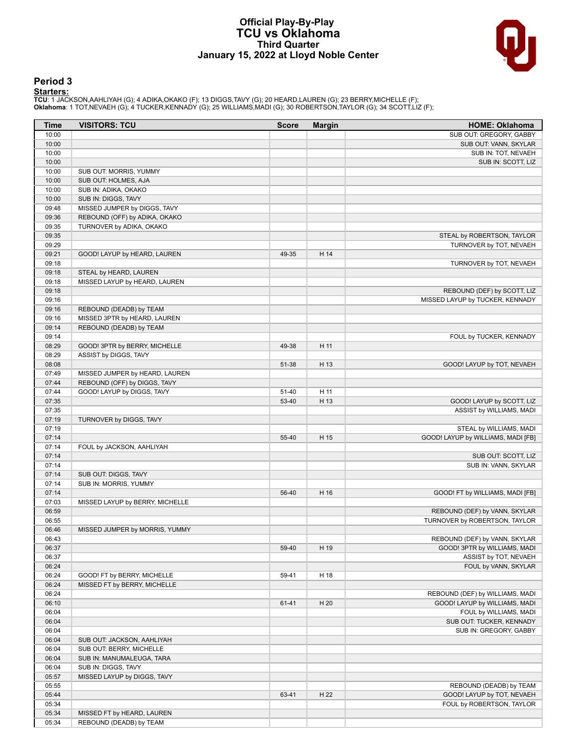# Official Play-By-Play
## TCU vs Oklahoma
### Third Quarter
### January 15, 2022 at Lloyd Noble Center

## Period 3

**Starters:**

**TCU**: 1 JACKSON,AAHLIYAH (G); 4 ADIKA,OKAKO (F); 13 DIGGS,TAVY (G); 20 HEARD,LAUREN (G); 23 BERRY,MICHELLE (F);
**Oklahoma**: 1 TOT,NEVAEH (G); 4 TUCKER,KENNADY (G); 25 WILLIAMS,MADI (G); 30 ROBERTSON,TAYLOR (G); 34 SCOTT,LIZ (F);

| Time | VISITORS: TCU | Score | Margin | HOME: Oklahoma |
|---|---|---|---|---|
| 10:00 | | | | SUB OUT: GREGORY, GABBY |
| 10:00 | | | | SUB OUT: VANN, SKYLAR |
| 10:00 | | | | SUB IN: TOT, NEVAEH |
| 10:00 | | | | SUB IN: SCOTT, LIZ |
| 10:00 | SUB OUT: MORRIS, YUMMY | | | |
| 10:00 | SUB OUT: HOLMES, AJA | | | |
| 10:00 | SUB IN: ADIKA, OKAKO | | | |
| 10:00 | SUB IN: DIGGS, TAVY | | | |
| 09:48 | MISSED JUMPER by DIGGS, TAVY | | | |
| 09:36 | REBOUND (OFF) by ADIKA, OKAKO | | | |
| 09:35 | TURNOVER by ADIKA, OKAKO | | | |
| 09:35 | | | | STEAL by ROBERTSON, TAYLOR |
| 09:29 | | | | TURNOVER by TOT, NEVAEH |
| 09:21 | GOOD! LAYUP by HEARD, LAUREN | 49-35 | H 14 | |
| 09:18 | | | | TURNOVER by TOT, NEVAEH |
| 09:18 | STEAL by HEARD, LAUREN | | | |
| 09:18 | MISSED LAYUP by HEARD, LAUREN | | | |
| 09:18 | | | | REBOUND (DEF) by SCOTT, LIZ |
| 09:16 | | | | MISSED LAYUP by TUCKER, KENNADY |
| 09:16 | REBOUND (DEADB) by TEAM | | | |
| 09:16 | MISSED 3PTR by HEARD, LAUREN | | | |
| 09:14 | REBOUND (DEADB) by TEAM | | | |
| 09:14 | | | | FOUL by TUCKER, KENNADY |
| 08:29 | GOOD! 3PTR by BERRY, MICHELLE | 49-38 | H 11 | |
| 08:29 | ASSIST by DIGGS, TAVY | | | |
| 08:08 | | 51-38 | H 13 | GOOD! LAYUP by TOT, NEVAEH |
| 07:49 | MISSED JUMPER by HEARD, LAUREN | | | |
| 07:44 | REBOUND (OFF) by DIGGS, TAVY | | | |
| 07:44 | GOOD! LAYUP by DIGGS, TAVY | 51-40 | H 11 | |
| 07:35 | | 53-40 | H 13 | GOOD! LAYUP by SCOTT, LIZ |
| 07:35 | | | | ASSIST by WILLIAMS, MADI |
| 07:19 | TURNOVER by DIGGS, TAVY | | | |
| 07:19 | | | | STEAL by WILLIAMS, MADI |
| 07:14 | | 55-40 | H 15 | GOOD! LAYUP by WILLIAMS, MADI [FB] |
| 07:14 | FOUL by JACKSON, AAHLIYAH | | | |
| 07:14 | | | | SUB OUT: SCOTT, LIZ |
| 07:14 | | | | SUB IN: VANN, SKYLAR |
| 07:14 | SUB OUT: DIGGS, TAVY | | | |
| 07:14 | SUB IN: MORRIS, YUMMY | | | |
| 07:14 | | 56-40 | H 16 | GOOD! FT by WILLIAMS, MADI [FB] |
| 07:03 | MISSED LAYUP by BERRY, MICHELLE | | | |
| 06:59 | | | | REBOUND (DEF) by VANN, SKYLAR |
| 06:55 | | | | TURNOVER by ROBERTSON, TAYLOR |
| 06:46 | MISSED JUMPER by MORRIS, YUMMY | | | |
| 06:43 | | | | REBOUND (DEF) by VANN, SKYLAR |
| 06:37 | | 59-40 | H 19 | GOOD! 3PTR by WILLIAMS, MADI |
| 06:37 | | | | ASSIST by TOT, NEVAEH |
| 06:24 | | | | FOUL by VANN, SKYLAR |
| 06:24 | GOOD! FT by BERRY, MICHELLE | 59-41 | H 18 | |
| 06:24 | MISSED FT by BERRY, MICHELLE | | | |
| 06:24 | | | | REBOUND (DEF) by WILLIAMS, MADI |
| 06:10 | | 61-41 | H 20 | GOOD! LAYUP by WILLIAMS, MADI |
| 06:04 | | | | FOUL by WILLIAMS, MADI |
| 06:04 | | | | SUB OUT: TUCKER, KENNADY |
| 06:04 | | | | SUB IN: GREGORY, GABBY |
| 06:04 | SUB OUT: JACKSON, AAHLIYAH | | | |
| 06:04 | SUB OUT: BERRY, MICHELLE | | | |
| 06:04 | SUB IN: MANUMALEUGA, TARA | | | |
| 06:04 | SUB IN: DIGGS, TAVY | | | |
| 05:57 | MISSED LAYUP by DIGGS, TAVY | | | |
| 05:55 | | | | REBOUND (DEADB) by TEAM |
| 05:44 | | 63-41 | H 22 | GOOD! LAYUP by TOT, NEVAEH |
| 05:34 | | | | FOUL by ROBERTSON, TAYLOR |
| 05:34 | MISSED FT by HEARD, LAUREN | | | |
| 05:34 | REBOUND (DEADB) by TEAM | | | |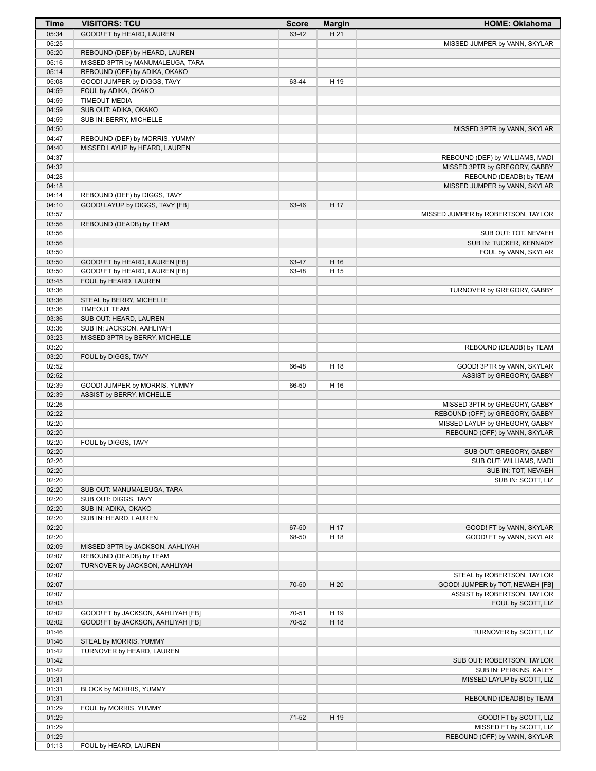| Time | VISITORS: TCU | Score | Margin | HOME: Oklahoma |
| --- | --- | --- | --- | --- |
| 05:34 | GOOD! FT by HEARD, LAUREN | 63-42 | H 21 | |
| 05:25 | | | | MISSED JUMPER by VANN, SKYLAR |
| 05:20 | REBOUND (DEF) by HEARD, LAUREN | | | |
| 05:16 | MISSED 3PTR by MANUMALEUGA, TARA | | | |
| 05:14 | REBOUND (OFF) by ADIKA, OKAKO | | | |
| 05:08 | GOOD! JUMPER by DIGGS, TAVY | 63-44 | H 19 | |
| 04:59 | FOUL by ADIKA, OKAKO | | | |
| 04:59 | TIMEOUT MEDIA | | | |
| 04:59 | SUB OUT: ADIKA, OKAKO | | | |
| 04:59 | SUB IN: BERRY, MICHELLE | | | |
| 04:50 | | | | MISSED 3PTR by VANN, SKYLAR |
| 04:47 | REBOUND (DEF) by MORRIS, YUMMY | | | |
| 04:40 | MISSED LAYUP by HEARD, LAUREN | | | |
| 04:37 | | | | REBOUND (DEF) by WILLIAMS, MADI |
| 04:32 | | | | MISSED 3PTR by GREGORY, GABBY |
| 04:28 | | | | REBOUND (DEADB) by TEAM |
| 04:18 | | | | MISSED JUMPER by VANN, SKYLAR |
| 04:14 | REBOUND (DEF) by DIGGS, TAVY | | | |
| 04:10 | GOOD! LAYUP by DIGGS, TAVY [FB] | 63-46 | H 17 | |
| 03:57 | | | | MISSED JUMPER by ROBERTSON, TAYLOR |
| 03:56 | REBOUND (DEADB) by TEAM | | | |
| 03:56 | | | | SUB OUT: TOT, NEVAEH |
| 03:56 | | | | SUB IN: TUCKER, KENNADY |
| 03:50 | | | | FOUL by VANN, SKYLAR |
| 03:50 | GOOD! FT by HEARD, LAUREN [FB] | 63-47 | H 16 | |
| 03:50 | GOOD! FT by HEARD, LAUREN [FB] | 63-48 | H 15 | |
| 03:45 | FOUL by HEARD, LAUREN | | | |
| 03:36 | | | | TURNOVER by GREGORY, GABBY |
| 03:36 | STEAL by BERRY, MICHELLE | | | |
| 03:36 | TIMEOUT TEAM | | | |
| 03:36 | SUB OUT: HEARD, LAUREN | | | |
| 03:36 | SUB IN: JACKSON, AAHLIYAH | | | |
| 03:23 | MISSED 3PTR by BERRY, MICHELLE | | | |
| 03:20 | | | | REBOUND (DEADB) by TEAM |
| 03:20 | FOUL by DIGGS, TAVY | | | |
| 02:52 | | 66-48 | H 18 | GOOD! 3PTR by VANN, SKYLAR |
| 02:52 | | | | ASSIST by GREGORY, GABBY |
| 02:39 | GOOD! JUMPER by MORRIS, YUMMY | 66-50 | H 16 | |
| 02:39 | ASSIST by BERRY, MICHELLE | | | |
| 02:26 | | | | MISSED 3PTR by GREGORY, GABBY |
| 02:22 | | | | REBOUND (OFF) by GREGORY, GABBY |
| 02:20 | | | | MISSED LAYUP by GREGORY, GABBY |
| 02:20 | | | | REBOUND (OFF) by VANN, SKYLAR |
| 02:20 | FOUL by DIGGS, TAVY | | | |
| 02:20 | | | | SUB OUT: GREGORY, GABBY |
| 02:20 | | | | SUB OUT: WILLIAMS, MADI |
| 02:20 | | | | SUB IN: TOT, NEVAEH |
| 02:20 | | | | SUB IN: SCOTT, LIZ |
| 02:20 | SUB OUT: MANUMALEUGA, TARA | | | |
| 02:20 | SUB OUT: DIGGS, TAVY | | | |
| 02:20 | SUB IN: ADIKA, OKAKO | | | |
| 02:20 | SUB IN: HEARD, LAUREN | | | |
| 02:20 | | 67-50 | H 17 | GOOD! FT by VANN, SKYLAR |
| 02:20 | | 68-50 | H 18 | GOOD! FT by VANN, SKYLAR |
| 02:09 | MISSED 3PTR by JACKSON, AAHLIYAH | | | |
| 02:07 | REBOUND (DEADB) by TEAM | | | |
| 02:07 | TURNOVER by JACKSON, AAHLIYAH | | | |
| 02:07 | | | | STEAL by ROBERTSON, TAYLOR |
| 02:07 | | 70-50 | H 20 | GOOD! JUMPER by TOT, NEVAEH [FB] |
| 02:07 | | | | ASSIST by ROBERTSON, TAYLOR |
| 02:03 | | | | FOUL by SCOTT, LIZ |
| 02:02 | GOOD! FT by JACKSON, AAHLIYAH [FB] | 70-51 | H 19 | |
| 02:02 | GOOD! FT by JACKSON, AAHLIYAH [FB] | 70-52 | H 18 | |
| 01:46 | | | | TURNOVER by SCOTT, LIZ |
| 01:46 | STEAL by MORRIS, YUMMY | | | |
| 01:42 | TURNOVER by HEARD, LAUREN | | | |
| 01:42 | | | | SUB OUT: ROBERTSON, TAYLOR |
| 01:42 | | | | SUB IN: PERKINS, KALEY |
| 01:31 | | | | MISSED LAYUP by SCOTT, LIZ |
| 01:31 | BLOCK by MORRIS, YUMMY | | | |
| 01:31 | | | | REBOUND (DEADB) by TEAM |
| 01:29 | FOUL by MORRIS, YUMMY | | | |
| 01:29 | | 71-52 | H 19 | GOOD! FT by SCOTT, LIZ |
| 01:29 | | | | MISSED FT by SCOTT, LIZ |
| 01:29 | | | | REBOUND (OFF) by VANN, SKYLAR |
| 01:13 | FOUL by HEARD, LAUREN | | | |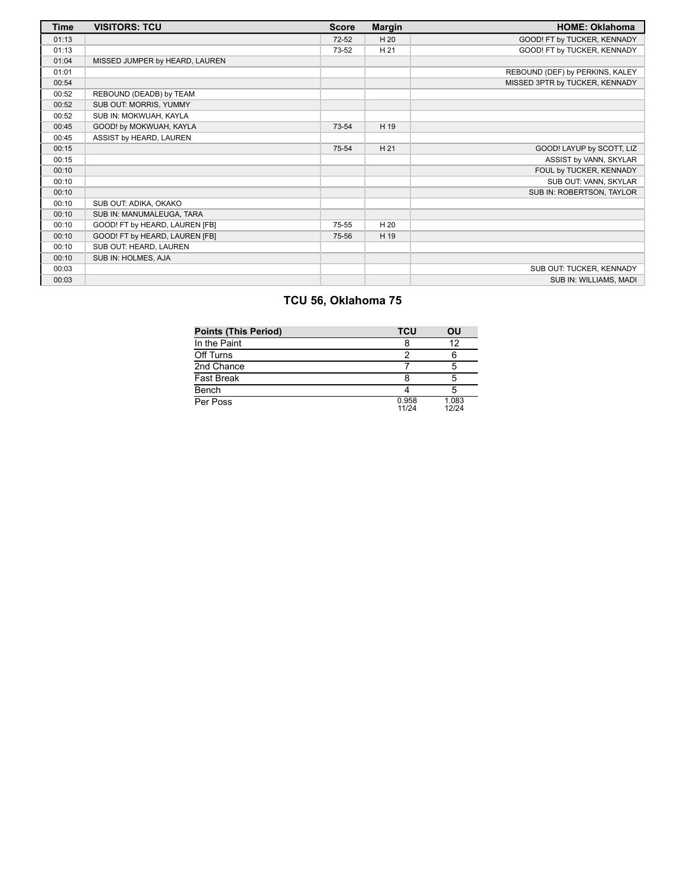| Time | VISITORS: TCU | Score | Margin | HOME: Oklahoma |
| --- | --- | --- | --- | --- |
| 01:13 | | 72-52 | H 20 | GOOD! FT by TUCKER, KENNADY |
| 01:13 | | 73-52 | H 21 | GOOD! FT by TUCKER, KENNADY |
| 01:04 | MISSED JUMPER by HEARD, LAUREN | | | |
| 01:01 | | | | REBOUND (DEF) by PERKINS, KALEY |
| 00:54 | | | | MISSED 3PTR by TUCKER, KENNADY |
| 00:52 | REBOUND (DEADB) by TEAM | | | |
| 00:52 | SUB OUT: MORRIS, YUMMY | | | |
| 00:52 | SUB IN: MOKWUAH, KAYLA | | | |
| 00:45 | GOOD! by MOKWUAH, KAYLA | 73-54 | H 19 | |
| 00:45 | ASSIST by HEARD, LAUREN | | | |
| 00:15 | | 75-54 | H 21 | GOOD! LAYUP by SCOTT, LIZ |
| 00:15 | | | | ASSIST by VANN, SKYLAR |
| 00:10 | | | | FOUL by TUCKER, KENNADY |
| 00:10 | | | | SUB OUT: VANN, SKYLAR |
| 00:10 | | | | SUB IN: ROBERTSON, TAYLOR |
| 00:10 | SUB OUT: ADIKA, OKAKO | | | |
| 00:10 | SUB IN: MANUMALEUGA, TARA | | | |
| 00:10 | GOOD! FT by HEARD, LAUREN [FB] | 75-55 | H 20 | |
| 00:10 | GOOD! FT by HEARD, LAUREN [FB] | 75-56 | H 19 | |
| 00:10 | SUB OUT: HEARD, LAUREN | | | |
| 00:10 | SUB IN: HOLMES, AJA | | | |
| 00:03 | | | | SUB OUT: TUCKER, KENNADY |
| 00:03 | | | | SUB IN: WILLIAMS, MADI |

## TCU 56, Oklahoma 75

| Points (This Period) | TCU | OU |
| --- | --- | --- |
| In the Paint | 8 | 12 |
| Off Turns | 2 | 6 |
| 2nd Chance | 7 | 5 |
| Fast Break | 8 | 5 |
| Bench | 4 | 5 |
| Per Poss | 0.958 11/24 | 1.083 12/24 |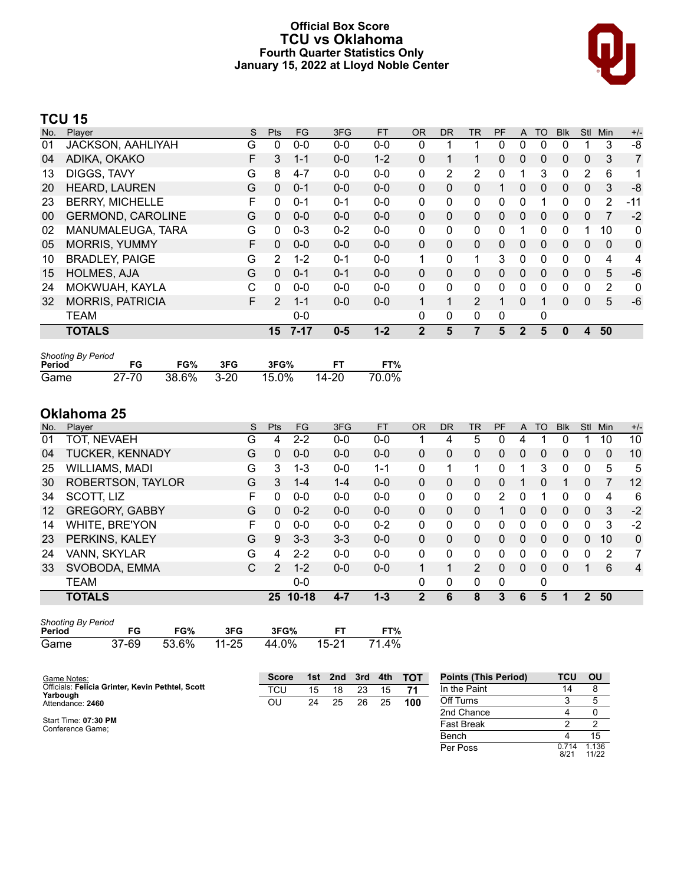# Official Box Score
## TCU vs Oklahoma
### Fourth Quarter Statistics Only
### January 15, 2022 at Lloyd Noble Center

## TCU 15

| No. | Player | S | Pts | FG | 3FG | FT | OR | DR | TR | PF | A | TO | Blk | Stl | Min | +/- |
|---|---|---|---|---|---|---|---|---|---|---|---|---|---|---|---|---|
| 01 | JACKSON, AAHLIYAH | G | 0 | 0-0 | 0-0 | 0-0 | 0 | 1 | 1 | 0 | 0 | 0 | 0 | 1 | 3 | -8 |
| 04 | ADIKA, OKAKO | F | 3 | 1-1 | 0-0 | 1-2 | 0 | 1 | 1 | 0 | 0 | 0 | 0 | 0 | 3 | 7 |
| 13 | DIGGS, TAVY | G | 8 | 4-7 | 0-0 | 0-0 | 0 | 2 | 2 | 0 | 1 | 3 | 0 | 2 | 6 | 1 |
| 20 | HEARD, LAUREN | G | 0 | 0-1 | 0-0 | 0-0 | 0 | 0 | 0 | 1 | 0 | 0 | 0 | 0 | 3 | -8 |
| 23 | BERRY, MICHELLE | F | 0 | 0-1 | 0-1 | 0-0 | 0 | 0 | 0 | 0 | 0 | 1 | 0 | 0 | 2 | -11 |
| 00 | GERMOND, CAROLINE | G | 0 | 0-0 | 0-0 | 0-0 | 0 | 0 | 0 | 0 | 0 | 0 | 0 | 0 | 7 | -2 |
| 02 | MANUMALEUGA, TARA | G | 0 | 0-3 | 0-2 | 0-0 | 0 | 0 | 0 | 0 | 1 | 0 | 0 | 1 | 10 | 0 |
| 05 | MORRIS, YUMMY | F | 0 | 0-0 | 0-0 | 0-0 | 0 | 0 | 0 | 0 | 0 | 0 | 0 | 0 | 0 | 0 |
| 10 | BRADLEY, PAIGE | G | 2 | 1-2 | 0-1 | 0-0 | 1 | 0 | 1 | 3 | 0 | 0 | 0 | 0 | 4 | 4 |
| 15 | HOLMES, AJA | G | 0 | 0-1 | 0-1 | 0-0 | 0 | 0 | 0 | 0 | 0 | 0 | 0 | 0 | 5 | -6 |
| 24 | MOKWUAH, KAYLA | C | 0 | 0-0 | 0-0 | 0-0 | 0 | 0 | 0 | 0 | 0 | 0 | 0 | 0 | 2 | 0 |
| 32 | MORRIS, PATRICIA | F | 2 | 1-1 | 0-0 | 0-0 | 1 | 1 | 2 | 1 | 0 | 1 | 0 | 0 | 5 | -6 |
| | TEAM | | | 0-0 | | | 0 | 0 | 0 | 0 | | 0 | | | | |
| | **TOTALS** | | **15** | **7-17** | **0-5** | **1-2** | **2** | **5** | **7** | **5** | **2** | **5** | **0** | **4** | **50** | |

*Shooting By Period*

| Period | FG | FG% | 3FG | 3FG% | FT | FT% |
|---|---|---|---|---|---|---|
| Game | 27-70 | 38.6% | 3-20 | 15.0% | 14-20 | 70.0% |

## Oklahoma 25

| No. | Player | S | Pts | FG | 3FG | FT | OR | DR | TR | PF | A | TO | Blk | Stl | Min | +/- |
|---|---|---|---|---|---|---|---|---|---|---|---|---|---|---|---|---|
| 01 | TOT, NEVAEH | G | 4 | 2-2 | 0-0 | 0-0 | 1 | 4 | 5 | 0 | 4 | 1 | 0 | 1 | 10 | 10 |
| 04 | TUCKER, KENNADY | G | 0 | 0-0 | 0-0 | 0-0 | 0 | 0 | 0 | 0 | 0 | 0 | 0 | 0 | 0 | 10 |
| 25 | WILLIAMS, MADI | G | 3 | 1-3 | 0-0 | 1-1 | 0 | 1 | 1 | 0 | 1 | 3 | 0 | 0 | 5 | 5 |
| 30 | ROBERTSON, TAYLOR | G | 3 | 1-4 | 1-4 | 0-0 | 0 | 0 | 0 | 0 | 1 | 0 | 1 | 0 | 7 | 12 |
| 34 | SCOTT, LIZ | F | 0 | 0-0 | 0-0 | 0-0 | 0 | 0 | 0 | 2 | 0 | 1 | 0 | 0 | 4 | 6 |
| 12 | GREGORY, GABBY | G | 0 | 0-2 | 0-0 | 0-0 | 0 | 0 | 0 | 1 | 0 | 0 | 0 | 0 | 3 | -2 |
| 14 | WHITE, BRE'YON | F | 0 | 0-0 | 0-0 | 0-2 | 0 | 0 | 0 | 0 | 0 | 0 | 0 | 0 | 3 | -2 |
| 23 | PERKINS, KALEY | G | 9 | 3-3 | 3-3 | 0-0 | 0 | 0 | 0 | 0 | 0 | 0 | 0 | 0 | 10 | 0 |
| 24 | VANN, SKYLAR | G | 4 | 2-2 | 0-0 | 0-0 | 0 | 0 | 0 | 0 | 0 | 0 | 0 | 0 | 2 | 7 |
| 33 | SVOBODA, EMMA | C | 2 | 1-2 | 0-0 | 0-0 | 1 | 1 | 2 | 0 | 0 | 0 | 0 | 1 | 6 | 4 |
| | TEAM | | | 0-0 | | | 0 | 0 | 0 | 0 | | 0 | | | | |
| | **TOTALS** | | **25** | **10-18** | **4-7** | **1-3** | **2** | **6** | **8** | **3** | **6** | **5** | **1** | **2** | **50** | |

*Shooting By Period*

| Period | FG | FG% | 3FG | 3FG% | FT | FT% |
|---|---|---|---|---|---|---|
| Game | 37-69 | 53.6% | 11-25 | 44.0% | 15-21 | 71.4% |

Game Notes:
Officials: **Felicia Grinter, Kevin Pethtel, Scott Yarbough**
Attendance: **2460**

Start Time: **07:30 PM**
Conference Game;

| Score | 1st | 2nd | 3rd | 4th | TOT |
|---|---|---|---|---|---|
| TCU | 15 | 18 | 23 | 15 | **71** |
| OU | 24 | 25 | 26 | 25 | **100** |

| Points (This Period) | TCU | OU |
|---|---|---|
| In the Paint | 14 | 8 |
| Off Turns | 3 | 5 |
| 2nd Chance | 4 | 0 |
| Fast Break | 2 | 2 |
| Bench | 4 | 15 |
| Per Poss | 0.714 8/21 | 1.136 11/22 |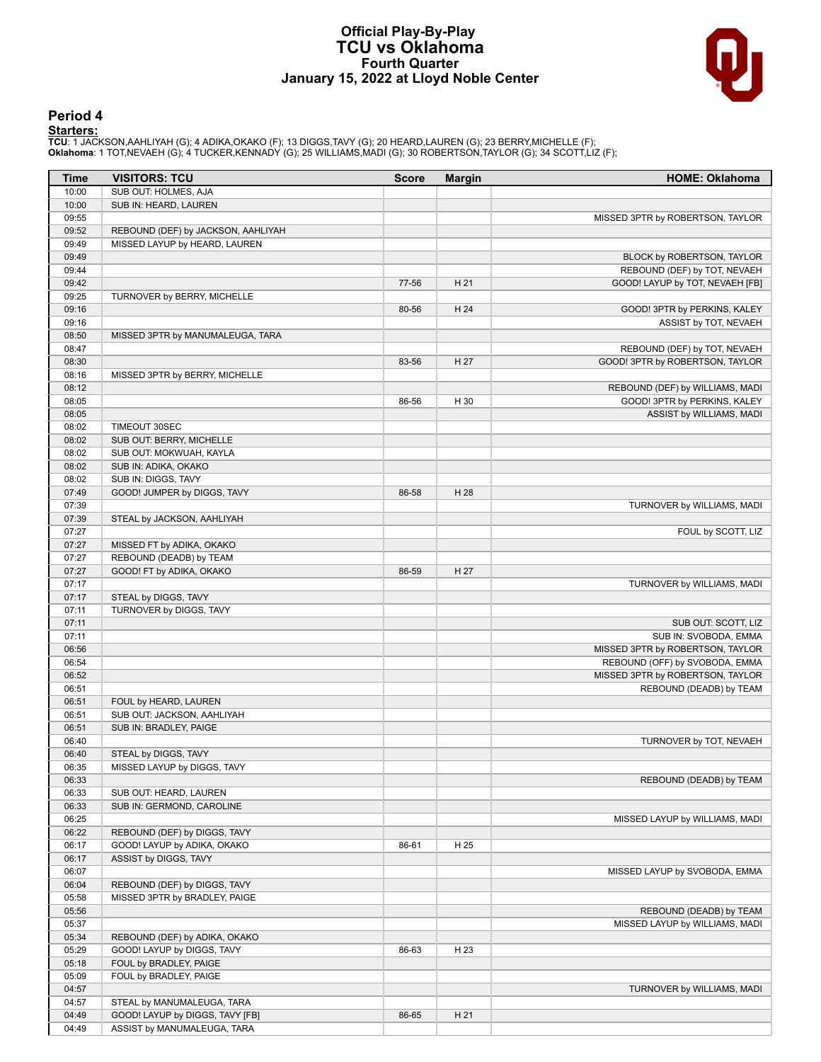# Official Play-By-Play
# TCU vs Oklahoma
## Fourth Quarter
## January 15, 2022 at Lloyd Noble Center

### Period 4

**Starters:**

**TCU**: 1 JACKSON,AAHLIYAH (G); 4 ADIKA,OKAKO (F); 13 DIGGS,TAVY (G); 20 HEARD,LAUREN (G); 23 BERRY,MICHELLE (F);
**Oklahoma**: 1 TOT,NEVAEH (G); 4 TUCKER,KENNADY (G); 25 WILLIAMS,MADI (G); 30 ROBERTSON,TAYLOR (G); 34 SCOTT,LIZ (F);

| Time | VISITORS: TCU | Score | Margin | HOME: Oklahoma |
|---|---|---|---|---|
| 10:00 | SUB OUT: HOLMES, AJA | | | |
| 10:00 | SUB IN: HEARD, LAUREN | | | |
| 09:55 | | | | MISSED 3PTR by ROBERTSON, TAYLOR |
| 09:52 | REBOUND (DEF) by JACKSON, AAHLIYAH | | | |
| 09:49 | MISSED LAYUP by HEARD, LAUREN | | | |
| 09:49 | | | | BLOCK by ROBERTSON, TAYLOR |
| 09:44 | | | | REBOUND (DEF) by TOT, NEVAEH |
| 09:42 | | 77-56 | H 21 | GOOD! LAYUP by TOT, NEVAEH [FB] |
| 09:25 | TURNOVER by BERRY, MICHELLE | | | |
| 09:16 | | 80-56 | H 24 | GOOD! 3PTR by PERKINS, KALEY |
| 09:16 | | | | ASSIST by TOT, NEVAEH |
| 08:50 | MISSED 3PTR by MANUMALEUGA, TARA | | | |
| 08:47 | | | | REBOUND (DEF) by TOT, NEVAEH |
| 08:30 | | 83-56 | H 27 | GOOD! 3PTR by ROBERTSON, TAYLOR |
| 08:16 | MISSED 3PTR by BERRY, MICHELLE | | | |
| 08:12 | | | | REBOUND (DEF) by WILLIAMS, MADI |
| 08:05 | | 86-56 | H 30 | GOOD! 3PTR by PERKINS, KALEY |
| 08:05 | | | | ASSIST by WILLIAMS, MADI |
| 08:02 | TIMEOUT 30SEC | | | |
| 08:02 | SUB OUT: BERRY, MICHELLE | | | |
| 08:02 | SUB OUT: MOKWUAH, KAYLA | | | |
| 08:02 | SUB IN: ADIKA, OKAKO | | | |
| 08:02 | SUB IN: DIGGS, TAVY | | | |
| 07:49 | GOOD! JUMPER by DIGGS, TAVY | 86-58 | H 28 | |
| 07:39 | | | | TURNOVER by WILLIAMS, MADI |
| 07:39 | STEAL by JACKSON, AAHLIYAH | | | |
| 07:27 | | | | FOUL by SCOTT, LIZ |
| 07:27 | MISSED FT by ADIKA, OKAKO | | | |
| 07:27 | REBOUND (DEADB) by TEAM | | | |
| 07:27 | GOOD! FT by ADIKA, OKAKO | 86-59 | H 27 | |
| 07:17 | | | | TURNOVER by WILLIAMS, MADI |
| 07:17 | STEAL by DIGGS, TAVY | | | |
| 07:11 | TURNOVER by DIGGS, TAVY | | | |
| 07:11 | | | | SUB OUT: SCOTT, LIZ |
| 07:11 | | | | SUB IN: SVOBODA, EMMA |
| 06:56 | | | | MISSED 3PTR by ROBERTSON, TAYLOR |
| 06:54 | | | | REBOUND (OFF) by SVOBODA, EMMA |
| 06:52 | | | | MISSED 3PTR by ROBERTSON, TAYLOR |
| 06:51 | | | | REBOUND (DEADB) by TEAM |
| 06:51 | FOUL by HEARD, LAUREN | | | |
| 06:51 | SUB OUT: JACKSON, AAHLIYAH | | | |
| 06:51 | SUB IN: BRADLEY, PAIGE | | | |
| 06:40 | | | | TURNOVER by TOT, NEVAEH |
| 06:40 | STEAL by DIGGS, TAVY | | | |
| 06:35 | MISSED LAYUP by DIGGS, TAVY | | | |
| 06:33 | | | | REBOUND (DEADB) by TEAM |
| 06:33 | SUB OUT: HEARD, LAUREN | | | |
| 06:33 | SUB IN: GERMOND, CAROLINE | | | |
| 06:25 | | | | MISSED LAYUP by WILLIAMS, MADI |
| 06:22 | REBOUND (DEF) by DIGGS, TAVY | | | |
| 06:17 | GOOD! LAYUP by ADIKA, OKAKO | 86-61 | H 25 | |
| 06:17 | ASSIST by DIGGS, TAVY | | | |
| 06:07 | | | | MISSED LAYUP by SVOBODA, EMMA |
| 06:04 | REBOUND (DEF) by DIGGS, TAVY | | | |
| 05:58 | MISSED 3PTR by BRADLEY, PAIGE | | | |
| 05:56 | | | | REBOUND (DEADB) by TEAM |
| 05:37 | | | | MISSED LAYUP by WILLIAMS, MADI |
| 05:34 | REBOUND (DEF) by ADIKA, OKAKO | | | |
| 05:29 | GOOD! LAYUP by DIGGS, TAVY | 86-63 | H 23 | |
| 05:18 | FOUL by BRADLEY, PAIGE | | | |
| 05:09 | FOUL by BRADLEY, PAIGE | | | |
| 04:57 | | | | TURNOVER by WILLIAMS, MADI |
| 04:57 | STEAL by MANUMALEUGA, TARA | | | |
| 04:49 | GOOD! LAYUP by DIGGS, TAVY [FB] | 86-65 | H 21 | |
| 04:49 | ASSIST by MANUMALEUGA, TARA | | | |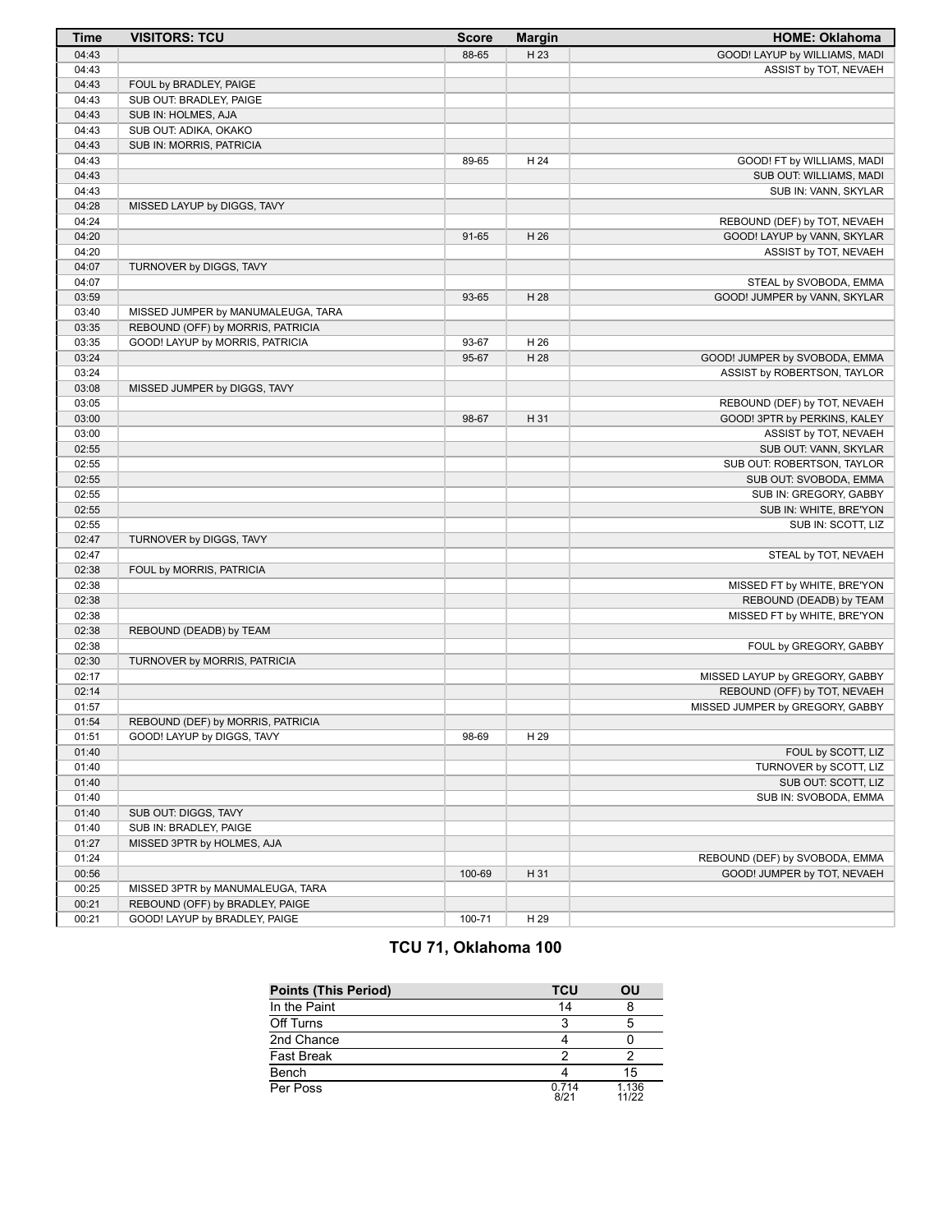| Time | VISITORS: TCU | Score | Margin | HOME: Oklahoma |
|---|---|---|---|---|
| 04:43 | | 88-65 | H 23 | GOOD! LAYUP by WILLIAMS, MADI |
| 04:43 | | | | ASSIST by TOT, NEVAEH |
| 04:43 | FOUL by BRADLEY, PAIGE | | | |
| 04:43 | SUB OUT: BRADLEY, PAIGE | | | |
| 04:43 | SUB IN: HOLMES, AJA | | | |
| 04:43 | SUB OUT: ADIKA, OKAKO | | | |
| 04:43 | SUB IN: MORRIS, PATRICIA | | | |
| 04:43 | | 89-65 | H 24 | GOOD! FT by WILLIAMS, MADI |
| 04:43 | | | | SUB OUT: WILLIAMS, MADI |
| 04:43 | | | | SUB IN: VANN, SKYLAR |
| 04:28 | MISSED LAYUP by DIGGS, TAVY | | | |
| 04:24 | | | | REBOUND (DEF) by TOT, NEVAEH |
| 04:20 | | 91-65 | H 26 | GOOD! LAYUP by VANN, SKYLAR |
| 04:20 | | | | ASSIST by TOT, NEVAEH |
| 04:07 | TURNOVER by DIGGS, TAVY | | | |
| 04:07 | | | | STEAL by SVOBODA, EMMA |
| 03:59 | | 93-65 | H 28 | GOOD! JUMPER by VANN, SKYLAR |
| 03:40 | MISSED JUMPER by MANUMALEUGA, TARA | | | |
| 03:35 | REBOUND (OFF) by MORRIS, PATRICIA | | | |
| 03:35 | GOOD! LAYUP by MORRIS, PATRICIA | 93-67 | H 26 | |
| 03:24 | | 95-67 | H 28 | GOOD! JUMPER by SVOBODA, EMMA |
| 03:24 | | | | ASSIST by ROBERTSON, TAYLOR |
| 03:08 | MISSED JUMPER by DIGGS, TAVY | | | |
| 03:05 | | | | REBOUND (DEF) by TOT, NEVAEH |
| 03:00 | | 98-67 | H 31 | GOOD! 3PTR by PERKINS, KALEY |
| 03:00 | | | | ASSIST by TOT, NEVAEH |
| 02:55 | | | | SUB OUT: VANN, SKYLAR |
| 02:55 | | | | SUB OUT: ROBERTSON, TAYLOR |
| 02:55 | | | | SUB OUT: SVOBODA, EMMA |
| 02:55 | | | | SUB IN: GREGORY, GABBY |
| 02:55 | | | | SUB IN: WHITE, BRE'YON |
| 02:55 | | | | SUB IN: SCOTT, LIZ |
| 02:47 | TURNOVER by DIGGS, TAVY | | | |
| 02:47 | | | | STEAL by TOT, NEVAEH |
| 02:38 | FOUL by MORRIS, PATRICIA | | | |
| 02:38 | | | | MISSED FT by WHITE, BRE'YON |
| 02:38 | | | | REBOUND (DEADB) by TEAM |
| 02:38 | | | | MISSED FT by WHITE, BRE'YON |
| 02:38 | REBOUND (DEADB) by TEAM | | | |
| 02:38 | | | | FOUL by GREGORY, GABBY |
| 02:30 | TURNOVER by MORRIS, PATRICIA | | | |
| 02:17 | | | | MISSED LAYUP by GREGORY, GABBY |
| 02:14 | | | | REBOUND (OFF) by TOT, NEVAEH |
| 01:57 | | | | MISSED JUMPER by GREGORY, GABBY |
| 01:54 | REBOUND (DEF) by MORRIS, PATRICIA | | | |
| 01:51 | GOOD! LAYUP by DIGGS, TAVY | 98-69 | H 29 | |
| 01:40 | | | | FOUL by SCOTT, LIZ |
| 01:40 | | | | TURNOVER by SCOTT, LIZ |
| 01:40 | | | | SUB OUT: SCOTT, LIZ |
| 01:40 | | | | SUB IN: SVOBODA, EMMA |
| 01:40 | SUB OUT: DIGGS, TAVY | | | |
| 01:40 | SUB IN: BRADLEY, PAIGE | | | |
| 01:27 | MISSED 3PTR by HOLMES, AJA | | | |
| 01:24 | | | | REBOUND (DEF) by SVOBODA, EMMA |
| 00:56 | | 100-69 | H 31 | GOOD! JUMPER by TOT, NEVAEH |
| 00:25 | MISSED 3PTR by MANUMALEUGA, TARA | | | |
| 00:21 | REBOUND (OFF) by BRADLEY, PAIGE | | | |
| 00:21 | GOOD! LAYUP by BRADLEY, PAIGE | 100-71 | H 29 | |

## TCU 71, Oklahoma 100

| Points (This Period) | TCU | OU |
|---|---|---|
| In the Paint | 14 | 8 |
| Off Turns | 3 | 5 |
| 2nd Chance | 4 | 0 |
| Fast Break | 2 | 2 |
| Bench | 4 | 15 |
| Per Poss | 0.714 8/21 | 1.136 11/22 |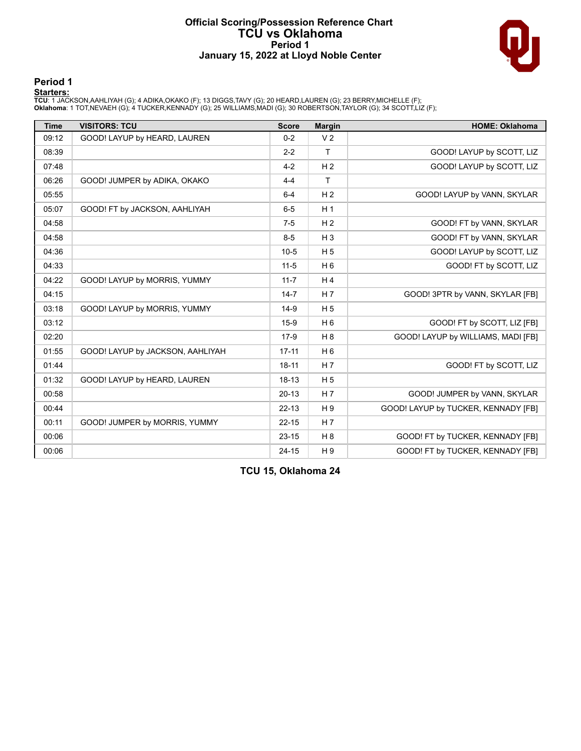# Official Scoring/Possession Reference Chart
# TCU vs Oklahoma
## Period 1
## January 15, 2022 at Lloyd Noble Center

### Period 1

**Starters:**

**TCU**: 1 JACKSON,AAHLIYAH (G); 4 ADIKA,OKAKO (F); 13 DIGGS,TAVY (G); 20 HEARD,LAUREN (G); 23 BERRY,MICHELLE (F);
**Oklahoma**: 1 TOT,NEVAEH (G); 4 TUCKER,KENNADY (G); 25 WILLIAMS,MADI (G); 30 ROBERTSON,TAYLOR (G); 34 SCOTT,LIZ (F);

| Time | VISITORS: TCU | Score | Margin | HOME: Oklahoma |
|---|---|---|---|---|
| 09:12 | GOOD! LAYUP by HEARD, LAUREN | 0-2 | V 2 | |
| 08:39 | | 2-2 | T | GOOD! LAYUP by SCOTT, LIZ |
| 07:48 | | 4-2 | H 2 | GOOD! LAYUP by SCOTT, LIZ |
| 06:26 | GOOD! JUMPER by ADIKA, OKAKO | 4-4 | T | |
| 05:55 | | 6-4 | H 2 | GOOD! LAYUP by VANN, SKYLAR |
| 05:07 | GOOD! FT by JACKSON, AAHLIYAH | 6-5 | H 1 | |
| 04:58 | | 7-5 | H 2 | GOOD! FT by VANN, SKYLAR |
| 04:58 | | 8-5 | H 3 | GOOD! FT by VANN, SKYLAR |
| 04:36 | | 10-5 | H 5 | GOOD! LAYUP by SCOTT, LIZ |
| 04:33 | | 11-5 | H 6 | GOOD! FT by SCOTT, LIZ |
| 04:22 | GOOD! LAYUP by MORRIS, YUMMY | 11-7 | H 4 | |
| 04:15 | | 14-7 | H 7 | GOOD! 3PTR by VANN, SKYLAR [FB] |
| 03:18 | GOOD! LAYUP by MORRIS, YUMMY | 14-9 | H 5 | |
| 03:12 | | 15-9 | H 6 | GOOD! FT by SCOTT, LIZ [FB] |
| 02:20 | | 17-9 | H 8 | GOOD! LAYUP by WILLIAMS, MADI [FB] |
| 01:55 | GOOD! LAYUP by JACKSON, AAHLIYAH | 17-11 | H 6 | |
| 01:44 | | 18-11 | H 7 | GOOD! FT by SCOTT, LIZ |
| 01:32 | GOOD! LAYUP by HEARD, LAUREN | 18-13 | H 5 | |
| 00:58 | | 20-13 | H 7 | GOOD! JUMPER by VANN, SKYLAR |
| 00:44 | | 22-13 | H 9 | GOOD! LAYUP by TUCKER, KENNADY [FB] |
| 00:11 | GOOD! JUMPER by MORRIS, YUMMY | 22-15 | H 7 | |
| 00:06 | | 23-15 | H 8 | GOOD! FT by TUCKER, KENNADY [FB] |
| 00:06 | | 24-15 | H 9 | GOOD! FT by TUCKER, KENNADY [FB] |

**TCU 15, Oklahoma 24**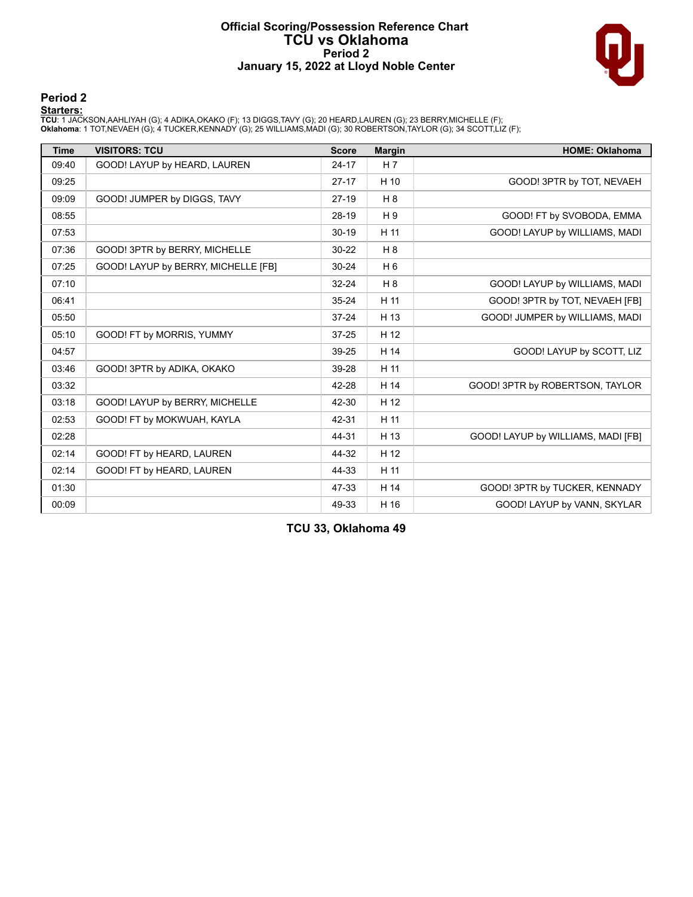# Official Scoring/Possession Reference Chart
# TCU vs Oklahoma
## Period 2
### January 15, 2022 at Lloyd Noble Center

## Period 2

**Starters:**

**TCU**: 1 JACKSON,AAHLIYAH (G); 4 ADIKA,OKAKO (F); 13 DIGGS,TAVY (G); 20 HEARD,LAUREN (G); 23 BERRY,MICHELLE (F);
**Oklahoma**: 1 TOT,NEVAEH (G); 4 TUCKER,KENNADY (G); 25 WILLIAMS,MADI (G); 30 ROBERTSON,TAYLOR (G); 34 SCOTT,LIZ (F);

| Time | VISITORS: TCU | Score | Margin | HOME: Oklahoma |
|---|---|---|---|---|
| 09:40 | GOOD! LAYUP by HEARD, LAUREN | 24-17 | H 7 | |
| 09:25 | | 27-17 | H 10 | GOOD! 3PTR by TOT, NEVAEH |
| 09:09 | GOOD! JUMPER by DIGGS, TAVY | 27-19 | H 8 | |
| 08:55 | | 28-19 | H 9 | GOOD! FT by SVOBODA, EMMA |
| 07:53 | | 30-19 | H 11 | GOOD! LAYUP by WILLIAMS, MADI |
| 07:36 | GOOD! 3PTR by BERRY, MICHELLE | 30-22 | H 8 | |
| 07:25 | GOOD! LAYUP by BERRY, MICHELLE [FB] | 30-24 | H 6 | |
| 07:10 | | 32-24 | H 8 | GOOD! LAYUP by WILLIAMS, MADI |
| 06:41 | | 35-24 | H 11 | GOOD! 3PTR by TOT, NEVAEH [FB] |
| 05:50 | | 37-24 | H 13 | GOOD! JUMPER by WILLIAMS, MADI |
| 05:10 | GOOD! FT by MORRIS, YUMMY | 37-25 | H 12 | |
| 04:57 | | 39-25 | H 14 | GOOD! LAYUP by SCOTT, LIZ |
| 03:46 | GOOD! 3PTR by ADIKA, OKAKO | 39-28 | H 11 | |
| 03:32 | | 42-28 | H 14 | GOOD! 3PTR by ROBERTSON, TAYLOR |
| 03:18 | GOOD! LAYUP by BERRY, MICHELLE | 42-30 | H 12 | |
| 02:53 | GOOD! FT by MOKWUAH, KAYLA | 42-31 | H 11 | |
| 02:28 | | 44-31 | H 13 | GOOD! LAYUP by WILLIAMS, MADI [FB] |
| 02:14 | GOOD! FT by HEARD, LAUREN | 44-32 | H 12 | |
| 02:14 | GOOD! FT by HEARD, LAUREN | 44-33 | H 11 | |
| 01:30 | | 47-33 | H 14 | GOOD! 3PTR by TUCKER, KENNADY |
| 00:09 | | 49-33 | H 16 | GOOD! LAYUP by VANN, SKYLAR |

**TCU 33, Oklahoma 49**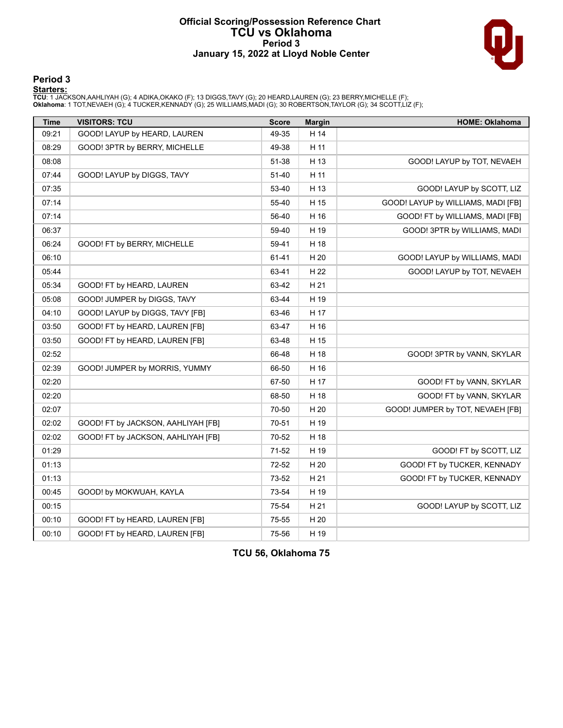# Official Scoring/Possession Reference Chart
## TCU vs Oklahoma
### Period 3
### January 15, 2022 at Lloyd Noble Center

## Period 3

**Starters:**

**TCU**: 1 JACKSON,AAHLIYAH (G); 4 ADIKA,OKAKO (F); 13 DIGGS,TAVY (G); 20 HEARD,LAUREN (G); 23 BERRY,MICHELLE (F);
**Oklahoma**: 1 TOT,NEVAEH (G); 4 TUCKER,KENNADY (G); 25 WILLIAMS,MADI (G); 30 ROBERTSON,TAYLOR (G); 34 SCOTT,LIZ (F);

| Time | VISITORS: TCU | Score | Margin | HOME: Oklahoma |
|---|---|---|---|---|
| 09:21 | GOOD! LAYUP by HEARD, LAUREN | 49-35 | H 14 | |
| 08:29 | GOOD! 3PTR by BERRY, MICHELLE | 49-38 | H 11 | |
| 08:08 | | 51-38 | H 13 | GOOD! LAYUP by TOT, NEVAEH |
| 07:44 | GOOD! LAYUP by DIGGS, TAVY | 51-40 | H 11 | |
| 07:35 | | 53-40 | H 13 | GOOD! LAYUP by SCOTT, LIZ |
| 07:14 | | 55-40 | H 15 | GOOD! LAYUP by WILLIAMS, MADI [FB] |
| 07:14 | | 56-40 | H 16 | GOOD! FT by WILLIAMS, MADI [FB] |
| 06:37 | | 59-40 | H 19 | GOOD! 3PTR by WILLIAMS, MADI |
| 06:24 | GOOD! FT by BERRY, MICHELLE | 59-41 | H 18 | |
| 06:10 | | 61-41 | H 20 | GOOD! LAYUP by WILLIAMS, MADI |
| 05:44 | | 63-41 | H 22 | GOOD! LAYUP by TOT, NEVAEH |
| 05:34 | GOOD! FT by HEARD, LAUREN | 63-42 | H 21 | |
| 05:08 | GOOD! JUMPER by DIGGS, TAVY | 63-44 | H 19 | |
| 04:10 | GOOD! LAYUP by DIGGS, TAVY [FB] | 63-46 | H 17 | |
| 03:50 | GOOD! FT by HEARD, LAUREN [FB] | 63-47 | H 16 | |
| 03:50 | GOOD! FT by HEARD, LAUREN [FB] | 63-48 | H 15 | |
| 02:52 | | 66-48 | H 18 | GOOD! 3PTR by VANN, SKYLAR |
| 02:39 | GOOD! JUMPER by MORRIS, YUMMY | 66-50 | H 16 | |
| 02:20 | | 67-50 | H 17 | GOOD! FT by VANN, SKYLAR |
| 02:20 | | 68-50 | H 18 | GOOD! FT by VANN, SKYLAR |
| 02:07 | | 70-50 | H 20 | GOOD! JUMPER by TOT, NEVAEH [FB] |
| 02:02 | GOOD! FT by JACKSON, AAHLIYAH [FB] | 70-51 | H 19 | |
| 02:02 | GOOD! FT by JACKSON, AAHLIYAH [FB] | 70-52 | H 18 | |
| 01:29 | | 71-52 | H 19 | GOOD! FT by SCOTT, LIZ |
| 01:13 | | 72-52 | H 20 | GOOD! FT by TUCKER, KENNADY |
| 01:13 | | 73-52 | H 21 | GOOD! FT by TUCKER, KENNADY |
| 00:45 | GOOD! by MOKWUAH, KAYLA | 73-54 | H 19 | |
| 00:15 | | 75-54 | H 21 | GOOD! LAYUP by SCOTT, LIZ |
| 00:10 | GOOD! FT by HEARD, LAUREN [FB] | 75-55 | H 20 | |
| 00:10 | GOOD! FT by HEARD, LAUREN [FB] | 75-56 | H 19 | |

**TCU 56, Oklahoma 75**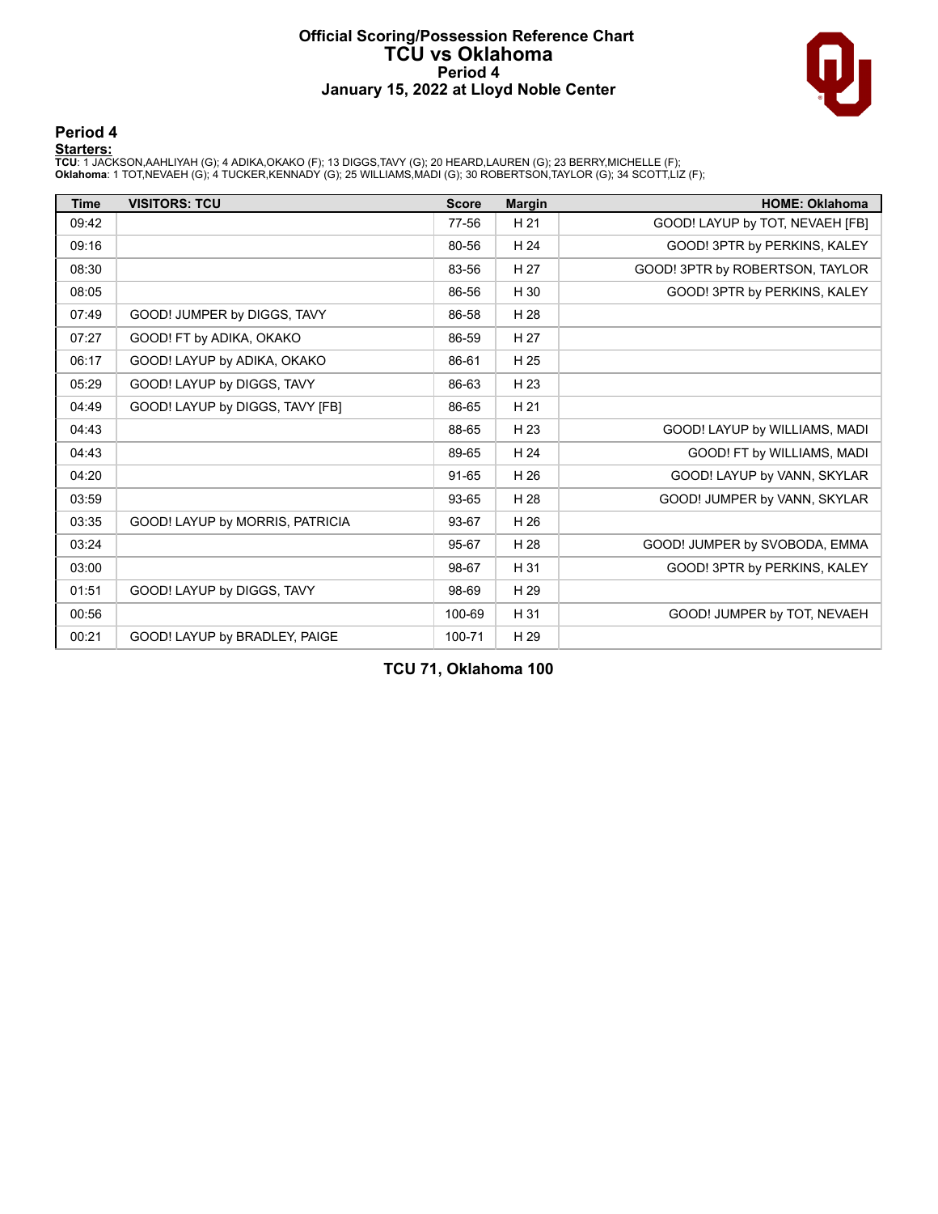# Official Scoring/Possession Reference Chart
## TCU vs Oklahoma
### Period 4
### January 15, 2022 at Lloyd Noble Center

## Period 4

**Starters:**

**TCU**: 1 JACKSON,AAHLIYAH (G); 4 ADIKA,OKAKO (F); 13 DIGGS,TAVY (G); 20 HEARD,LAUREN (G); 23 BERRY,MICHELLE (F);
**Oklahoma**: 1 TOT,NEVAEH (G); 4 TUCKER,KENNADY (G); 25 WILLIAMS,MADI (G); 30 ROBERTSON,TAYLOR (G); 34 SCOTT,LIZ (F);

| Time | VISITORS: TCU | Score | Margin | HOME: Oklahoma |
|---|---|---|---|---|
| 09:42 | | 77-56 | H 21 | GOOD! LAYUP by TOT, NEVAEH [FB] |
| 09:16 | | 80-56 | H 24 | GOOD! 3PTR by PERKINS, KALEY |
| 08:30 | | 83-56 | H 27 | GOOD! 3PTR by ROBERTSON, TAYLOR |
| 08:05 | | 86-56 | H 30 | GOOD! 3PTR by PERKINS, KALEY |
| 07:49 | GOOD! JUMPER by DIGGS, TAVY | 86-58 | H 28 | |
| 07:27 | GOOD! FT by ADIKA, OKAKO | 86-59 | H 27 | |
| 06:17 | GOOD! LAYUP by ADIKA, OKAKO | 86-61 | H 25 | |
| 05:29 | GOOD! LAYUP by DIGGS, TAVY | 86-63 | H 23 | |
| 04:49 | GOOD! LAYUP by DIGGS, TAVY [FB] | 86-65 | H 21 | |
| 04:43 | | 88-65 | H 23 | GOOD! LAYUP by WILLIAMS, MADI |
| 04:43 | | 89-65 | H 24 | GOOD! FT by WILLIAMS, MADI |
| 04:20 | | 91-65 | H 26 | GOOD! LAYUP by VANN, SKYLAR |
| 03:59 | | 93-65 | H 28 | GOOD! JUMPER by VANN, SKYLAR |
| 03:35 | GOOD! LAYUP by MORRIS, PATRICIA | 93-67 | H 26 | |
| 03:24 | | 95-67 | H 28 | GOOD! JUMPER by SVOBODA, EMMA |
| 03:00 | | 98-67 | H 31 | GOOD! 3PTR by PERKINS, KALEY |
| 01:51 | GOOD! LAYUP by DIGGS, TAVY | 98-69 | H 29 | |
| 00:56 | | 100-69 | H 31 | GOOD! JUMPER by TOT, NEVAEH |
| 00:21 | GOOD! LAYUP by BRADLEY, PAIGE | 100-71 | H 29 | |

**TCU 71, Oklahoma 100**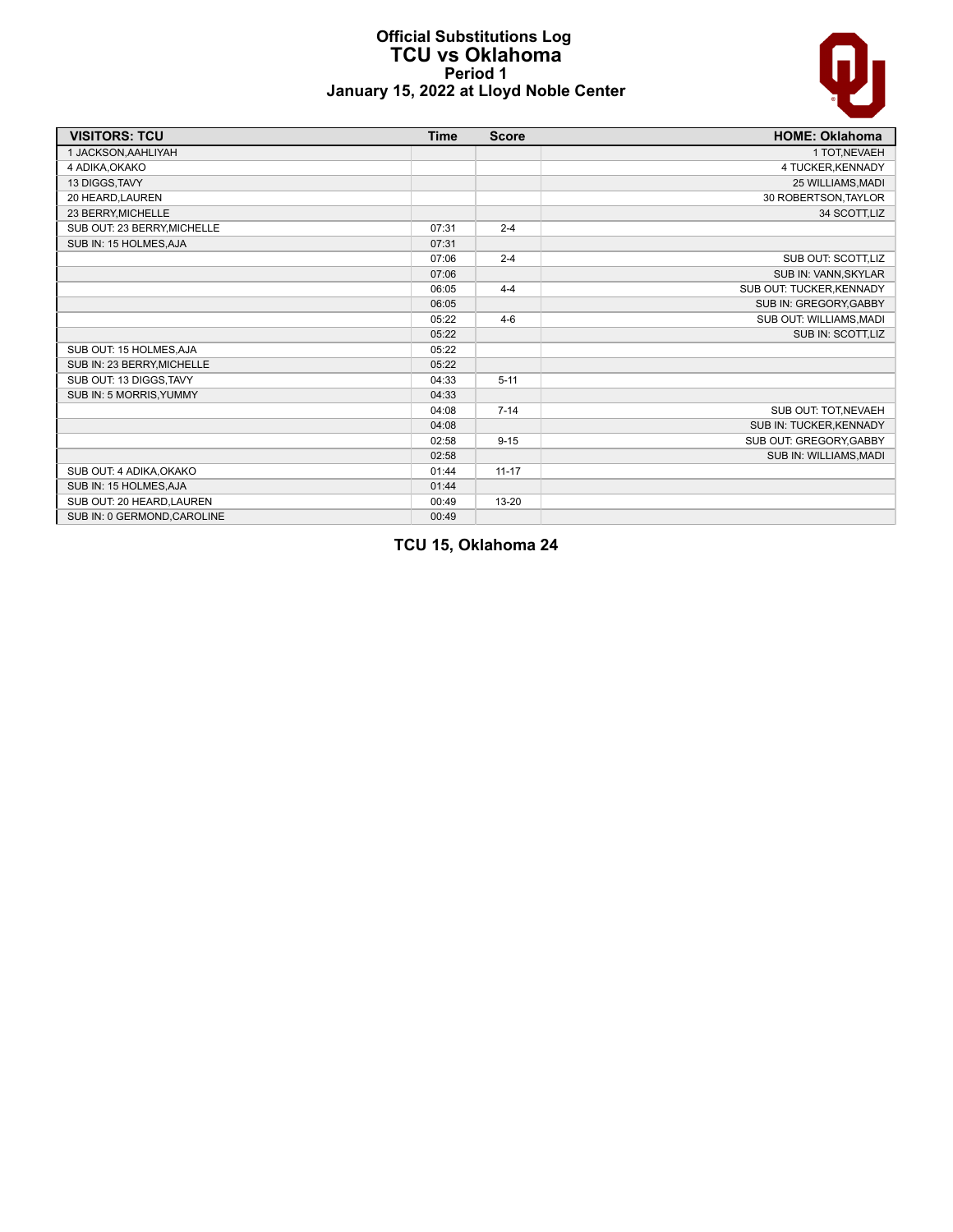# Official Substitutions Log
## TCU vs Oklahoma
### Period 1
### January 15, 2022 at Lloyd Noble Center

| VISITORS: TCU | Time | Score | HOME: Oklahoma |
|---|---|---|---|
| 1 JACKSON,AAHLIYAH | | | 1 TOT,NEVAEH |
| 4 ADIKA,OKAKO | | | 4 TUCKER,KENNADY |
| 13 DIGGS,TAVY | | | 25 WILLIAMS,MADI |
| 20 HEARD,LAUREN | | | 30 ROBERTSON,TAYLOR |
| 23 BERRY,MICHELLE | | | 34 SCOTT,LIZ |
| SUB OUT: 23 BERRY,MICHELLE | 07:31 | 2-4 | |
| SUB IN: 15 HOLMES,AJA | 07:31 | | |
| | 07:06 | 2-4 | SUB OUT: SCOTT,LIZ |
| | 07:06 | | SUB IN: VANN,SKYLAR |
| | 06:05 | 4-4 | SUB OUT: TUCKER,KENNADY |
| | 06:05 | | SUB IN: GREGORY,GABBY |
| | 05:22 | 4-6 | SUB OUT: WILLIAMS,MADI |
| | 05:22 | | SUB IN: SCOTT,LIZ |
| SUB OUT: 15 HOLMES,AJA | 05:22 | | |
| SUB IN: 23 BERRY,MICHELLE | 05:22 | | |
| SUB OUT: 13 DIGGS,TAVY | 04:33 | 5-11 | |
| SUB IN: 5 MORRIS,YUMMY | 04:33 | | |
| | 04:08 | 7-14 | SUB OUT: TOT,NEVAEH |
| | 04:08 | | SUB IN: TUCKER,KENNADY |
| | 02:58 | 9-15 | SUB OUT: GREGORY,GABBY |
| | 02:58 | | SUB IN: WILLIAMS,MADI |
| SUB OUT: 4 ADIKA,OKAKO | 01:44 | 11-17 | |
| SUB IN: 15 HOLMES,AJA | 01:44 | | |
| SUB OUT: 20 HEARD,LAUREN | 00:49 | 13-20 | |
| SUB IN: 0 GERMOND,CAROLINE | 00:49 | | |

**TCU 15, Oklahoma 24**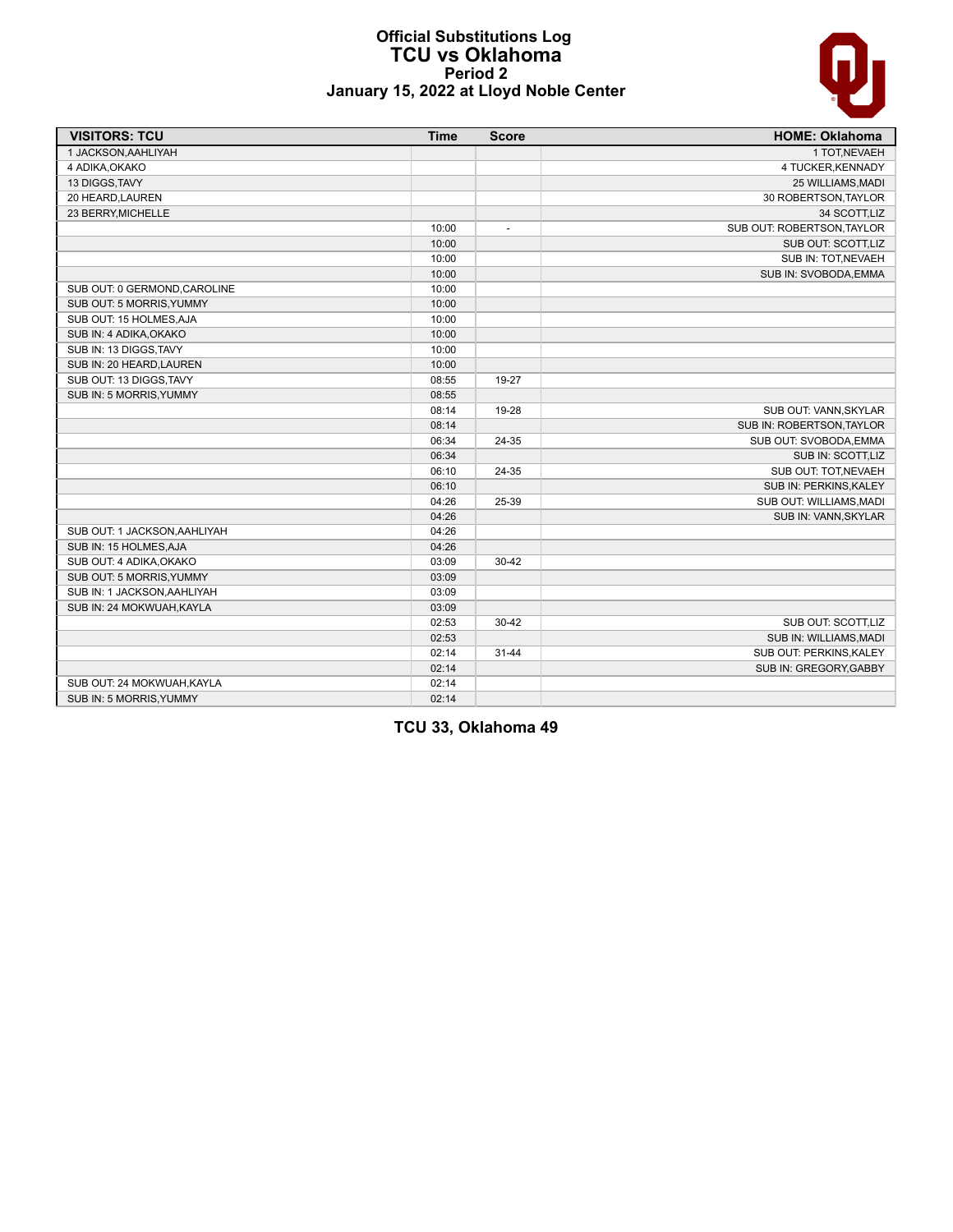# Official Substitutions Log
## TCU vs Oklahoma
### Period 2
### January 15, 2022 at Lloyd Noble Center

| VISITORS: TCU | Time | Score | HOME: Oklahoma |
|---|---|---|---|
| 1 JACKSON,AAHLIYAH | | | 1 TOT,NEVAEH |
| 4 ADIKA,OKAKO | | | 4 TUCKER,KENNADY |
| 13 DIGGS,TAVY | | | 25 WILLIAMS,MADI |
| 20 HEARD,LAUREN | | | 30 ROBERTSON,TAYLOR |
| 23 BERRY,MICHELLE | | | 34 SCOTT,LIZ |
| | 10:00 | - | SUB OUT: ROBERTSON,TAYLOR |
| | 10:00 | | SUB OUT: SCOTT,LIZ |
| | 10:00 | | SUB IN: TOT,NEVAEH |
| | 10:00 | | SUB IN: SVOBODA,EMMA |
| SUB OUT: 0 GERMOND,CAROLINE | 10:00 | | |
| SUB OUT: 5 MORRIS,YUMMY | 10:00 | | |
| SUB OUT: 15 HOLMES,AJA | 10:00 | | |
| SUB IN: 4 ADIKA,OKAKO | 10:00 | | |
| SUB IN: 13 DIGGS,TAVY | 10:00 | | |
| SUB IN: 20 HEARD,LAUREN | 10:00 | | |
| SUB OUT: 13 DIGGS,TAVY | 08:55 | 19-27 | |
| SUB IN: 5 MORRIS,YUMMY | 08:55 | | |
| | 08:14 | 19-28 | SUB OUT: VANN,SKYLAR |
| | 08:14 | | SUB IN: ROBERTSON,TAYLOR |
| | 06:34 | 24-35 | SUB OUT: SVOBODA,EMMA |
| | 06:34 | | SUB IN: SCOTT,LIZ |
| | 06:10 | 24-35 | SUB OUT: TOT,NEVAEH |
| | 06:10 | | SUB IN: PERKINS,KALEY |
| | 04:26 | 25-39 | SUB OUT: WILLIAMS,MADI |
| | 04:26 | | SUB IN: VANN,SKYLAR |
| SUB OUT: 1 JACKSON,AAHLIYAH | 04:26 | | |
| SUB IN: 15 HOLMES,AJA | 04:26 | | |
| SUB OUT: 4 ADIKA,OKAKO | 03:09 | 30-42 | |
| SUB OUT: 5 MORRIS,YUMMY | 03:09 | | |
| SUB IN: 1 JACKSON,AAHLIYAH | 03:09 | | |
| SUB IN: 24 MOKWUAH,KAYLA | 03:09 | | |
| | 02:53 | 30-42 | SUB OUT: SCOTT,LIZ |
| | 02:53 | | SUB IN: WILLIAMS,MADI |
| | 02:14 | 31-44 | SUB OUT: PERKINS,KALEY |
| | 02:14 | | SUB IN: GREGORY,GABBY |
| SUB OUT: 24 MOKWUAH,KAYLA | 02:14 | | |
| SUB IN: 5 MORRIS,YUMMY | 02:14 | | |

**TCU 33, Oklahoma 49**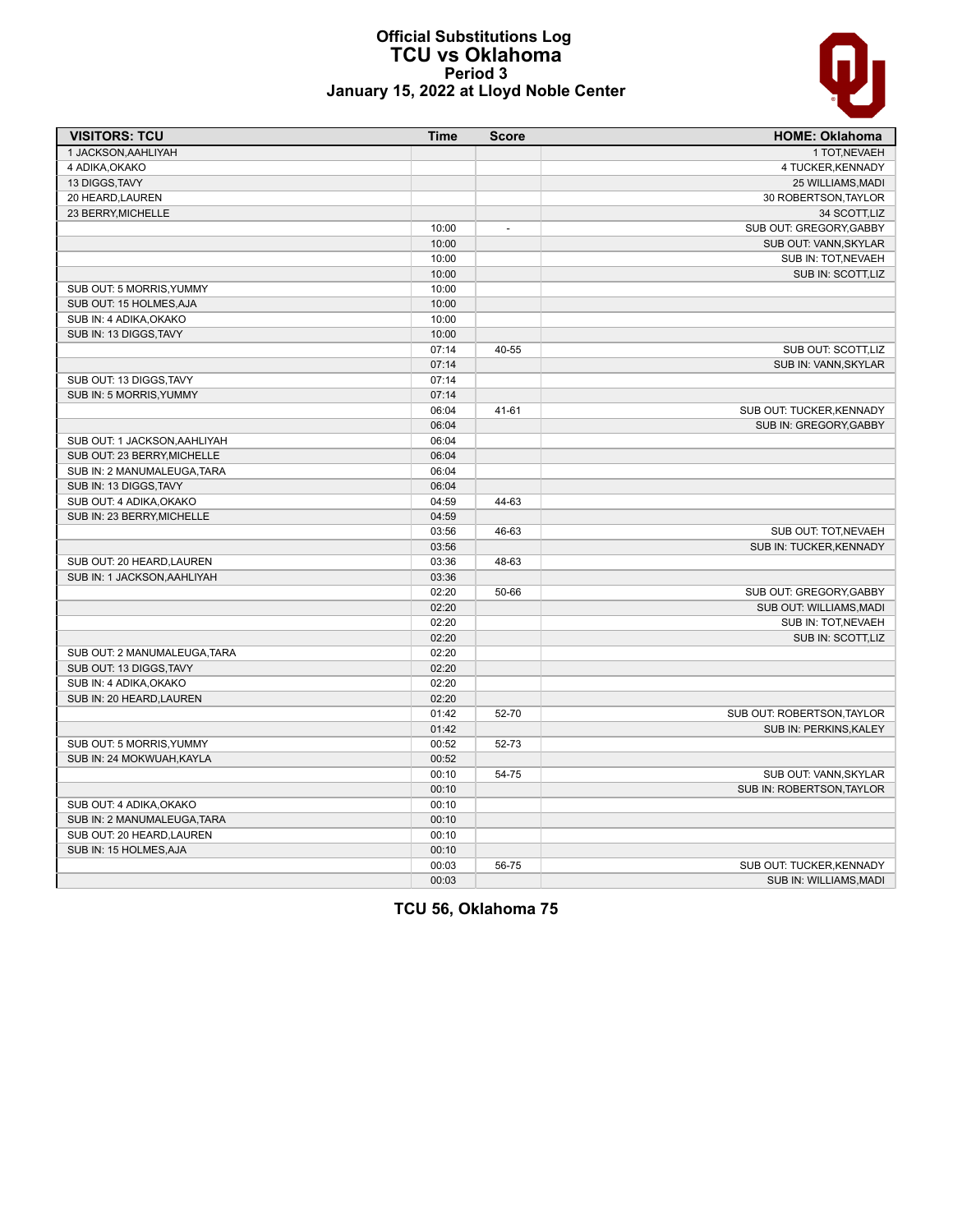# Official Substitutions Log
## TCU vs Oklahoma
### Period 3
### January 15, 2022 at Lloyd Noble Center

| VISITORS: TCU | Time | Score | HOME: Oklahoma |
|---|---|---|---|
| 1 JACKSON,AAHLIYAH | | | 1 TOT,NEVAEH |
| 4 ADIKA,OKAKO | | | 4 TUCKER,KENNADY |
| 13 DIGGS,TAVY | | | 25 WILLIAMS,MADI |
| 20 HEARD,LAUREN | | | 30 ROBERTSON,TAYLOR |
| 23 BERRY,MICHELLE | | | 34 SCOTT,LIZ |
| | 10:00 | - | SUB OUT: GREGORY,GABBY |
| | 10:00 | | SUB OUT: VANN,SKYLAR |
| | 10:00 | | SUB IN: TOT,NEVAEH |
| | 10:00 | | SUB IN: SCOTT,LIZ |
| SUB OUT: 5 MORRIS,YUMMY | 10:00 | | |
| SUB OUT: 15 HOLMES,AJA | 10:00 | | |
| SUB IN: 4 ADIKA,OKAKO | 10:00 | | |
| SUB IN: 13 DIGGS,TAVY | 10:00 | | |
| | 07:14 | 40-55 | SUB OUT: SCOTT,LIZ |
| | 07:14 | | SUB IN: VANN,SKYLAR |
| SUB OUT: 13 DIGGS,TAVY | 07:14 | | |
| SUB IN: 5 MORRIS,YUMMY | 07:14 | | |
| | 06:04 | 41-61 | SUB OUT: TUCKER,KENNADY |
| | 06:04 | | SUB IN: GREGORY,GABBY |
| SUB OUT: 1 JACKSON,AAHLIYAH | 06:04 | | |
| SUB OUT: 23 BERRY,MICHELLE | 06:04 | | |
| SUB IN: 2 MANUMALEUGA,TARA | 06:04 | | |
| SUB IN: 13 DIGGS,TAVY | 06:04 | | |
| SUB OUT: 4 ADIKA,OKAKO | 04:59 | 44-63 | |
| SUB IN: 23 BERRY,MICHELLE | 04:59 | | |
| | 03:56 | 46-63 | SUB OUT: TOT,NEVAEH |
| | 03:56 | | SUB IN: TUCKER,KENNADY |
| SUB OUT: 20 HEARD,LAUREN | 03:36 | 48-63 | |
| SUB IN: 1 JACKSON,AAHLIYAH | 03:36 | | |
| | 02:20 | 50-66 | SUB OUT: GREGORY,GABBY |
| | 02:20 | | SUB OUT: WILLIAMS,MADI |
| | 02:20 | | SUB IN: TOT,NEVAEH |
| | 02:20 | | SUB IN: SCOTT,LIZ |
| SUB OUT: 2 MANUMALEUGA,TARA | 02:20 | | |
| SUB OUT: 13 DIGGS,TAVY | 02:20 | | |
| SUB IN: 4 ADIKA,OKAKO | 02:20 | | |
| SUB IN: 20 HEARD,LAUREN | 02:20 | | |
| | 01:42 | 52-70 | SUB OUT: ROBERTSON,TAYLOR |
| | 01:42 | | SUB IN: PERKINS,KALEY |
| SUB OUT: 5 MORRIS,YUMMY | 00:52 | 52-73 | |
| SUB IN: 24 MOKWUAH,KAYLA | 00:52 | | |
| | 00:10 | 54-75 | SUB OUT: VANN,SKYLAR |
| | 00:10 | | SUB IN: ROBERTSON,TAYLOR |
| SUB OUT: 4 ADIKA,OKAKO | 00:10 | | |
| SUB IN: 2 MANUMALEUGA,TARA | 00:10 | | |
| SUB OUT: 20 HEARD,LAUREN | 00:10 | | |
| SUB IN: 15 HOLMES,AJA | 00:10 | | |
| | 00:03 | 56-75 | SUB OUT: TUCKER,KENNADY |
| | 00:03 | | SUB IN: WILLIAMS,MADI |

**TCU 56, Oklahoma 75**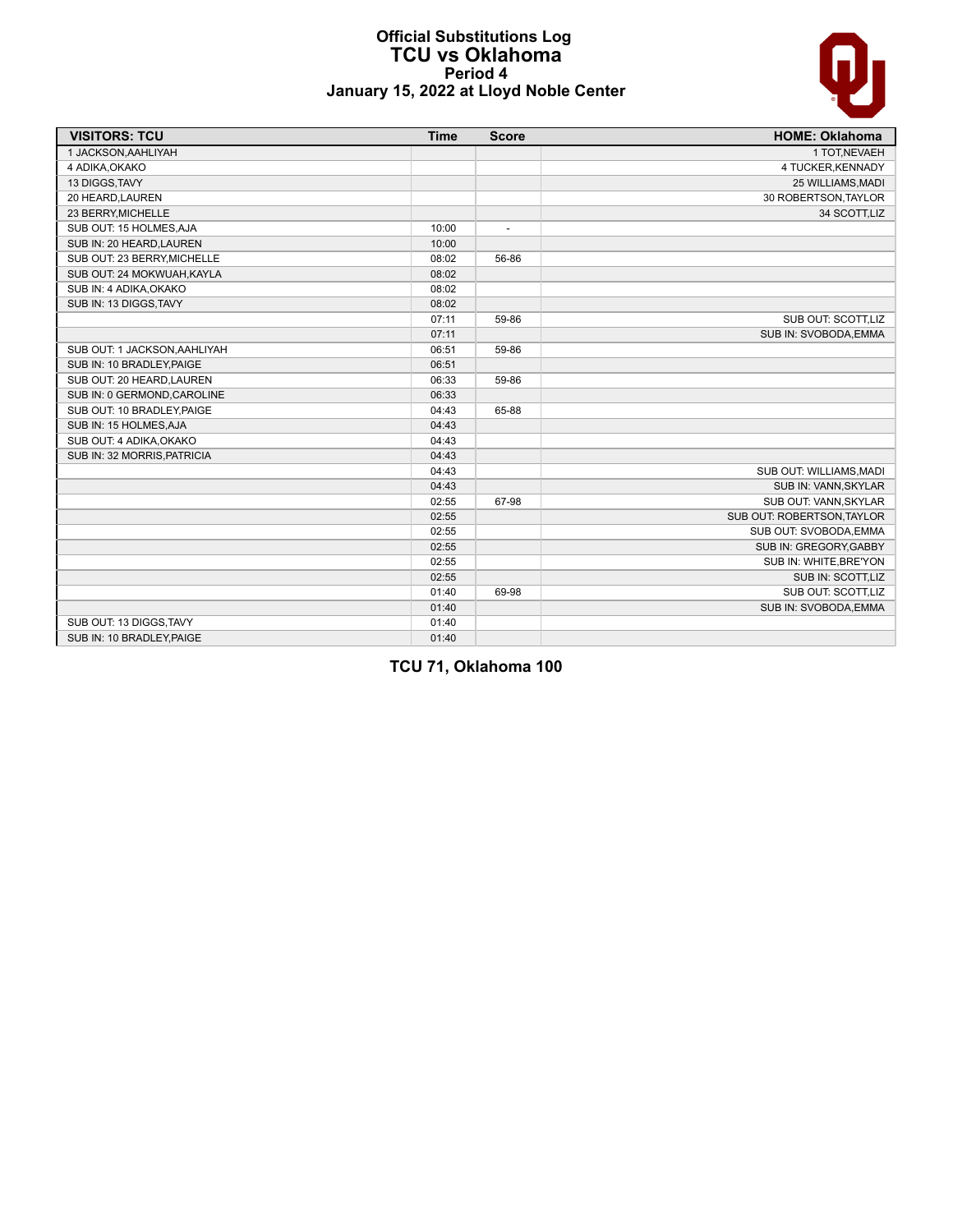# Official Substitutions Log
## TCU vs Oklahoma
### Period 4
### January 15, 2022 at Lloyd Noble Center

| VISITORS: TCU | Time | Score | HOME: Oklahoma |
|---|---|---|---|
| 1 JACKSON,AAHLIYAH | | | 1 TOT,NEVAEH |
| 4 ADIKA,OKAKO | | | 4 TUCKER,KENNADY |
| 13 DIGGS,TAVY | | | 25 WILLIAMS,MADI |
| 20 HEARD,LAUREN | | | 30 ROBERTSON,TAYLOR |
| 23 BERRY,MICHELLE | | | 34 SCOTT,LIZ |
| SUB OUT: 15 HOLMES,AJA | 10:00 | - | |
| SUB IN: 20 HEARD,LAUREN | 10:00 | | |
| SUB OUT: 23 BERRY,MICHELLE | 08:02 | 56-86 | |
| SUB OUT: 24 MOKWUAH,KAYLA | 08:02 | | |
| SUB IN: 4 ADIKA,OKAKO | 08:02 | | |
| SUB IN: 13 DIGGS,TAVY | 08:02 | | |
| | 07:11 | 59-86 | SUB OUT: SCOTT,LIZ |
| | 07:11 | | SUB IN: SVOBODA,EMMA |
| SUB OUT: 1 JACKSON,AAHLIYAH | 06:51 | 59-86 | |
| SUB IN: 10 BRADLEY,PAIGE | 06:51 | | |
| SUB OUT: 20 HEARD,LAUREN | 06:33 | 59-86 | |
| SUB IN: 0 GERMOND,CAROLINE | 06:33 | | |
| SUB OUT: 10 BRADLEY,PAIGE | 04:43 | 65-88 | |
| SUB IN: 15 HOLMES,AJA | 04:43 | | |
| SUB OUT: 4 ADIKA,OKAKO | 04:43 | | |
| SUB IN: 32 MORRIS,PATRICIA | 04:43 | | |
| | 04:43 | | SUB OUT: WILLIAMS,MADI |
| | 04:43 | | SUB IN: VANN,SKYLAR |
| | 02:55 | 67-98 | SUB OUT: VANN,SKYLAR |
| | 02:55 | | SUB OUT: ROBERTSON,TAYLOR |
| | 02:55 | | SUB OUT: SVOBODA,EMMA |
| | 02:55 | | SUB IN: GREGORY,GABBY |
| | 02:55 | | SUB IN: WHITE,BRE'YON |
| | 02:55 | | SUB IN: SCOTT,LIZ |
| | 01:40 | 69-98 | SUB OUT: SCOTT,LIZ |
| | 01:40 | | SUB IN: SVOBODA,EMMA |
| SUB OUT: 13 DIGGS,TAVY | 01:40 | | |
| SUB IN: 10 BRADLEY,PAIGE | 01:40 | | |

**TCU 71, Oklahoma 100**